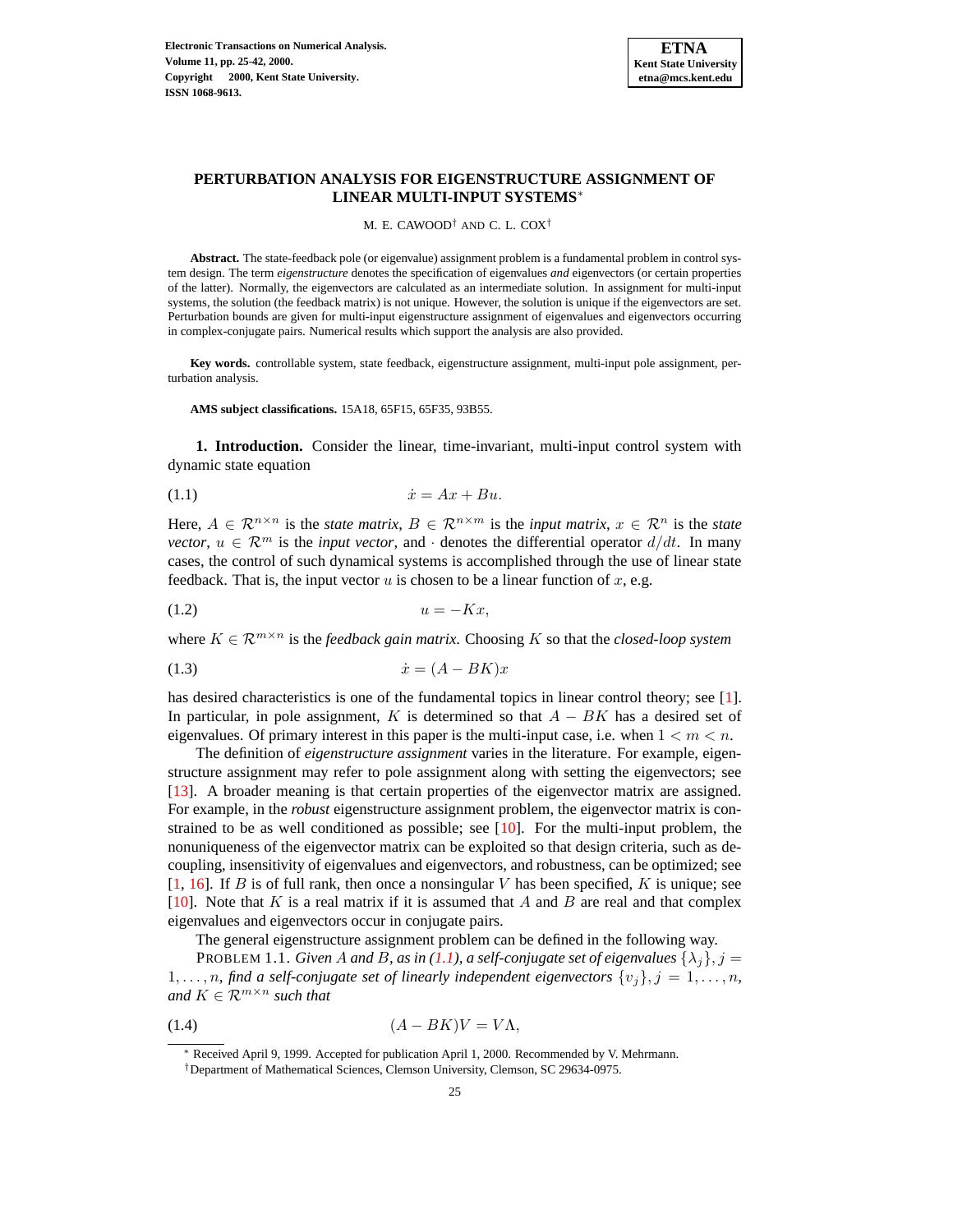# PERTURBATION ANALYSIS FOR EIGENSTRUCTURE ASSIGNMENT OF LINEAR MULTI-INPUT SYSTEMS*

M. E. CAWOOD† AND C. L. COX†

**Abstract.** The state-feedback pole (or eigenvalue) assignment problem is a fundamental problem in control system design. The term *eigenstructure* denotes the specification of eigenvalues *and* eigenvectors (or certain properties of the latter). Normally, the eigenvectors are calculated as an intermediate solution. In assignment for multi-input systems, the solution (the feedback matrix) is not unique. However, the solution is unique if the eigenvectors are set. Perturbation bounds are given for multi-input eigenstructure assignment of eigenvalues and eigenvectors occurring in complex-conjugate pairs. Numerical results which support the analysis are also provided.

**Key words.** controllable system, state feedback, eigenstructure assignment, multi-input pole assignment, perturbation analysis.

**AMS subject classifications.** 15A18, 65F15, 65F35, 93B55.

**1. Introduction.** Consider the linear, time-invariant, multi-input control system with dynamic state equation

$$\dot{x} = Ax + Bu. \tag{1.1}$$

Here, $A \in \mathcal{R}^{n\times n}$ is the *state matrix*, $B \in \mathcal{R}^{n\times m}$ is the *input matrix*, $x \in \mathcal{R}^n$ is the *state vector*, $u \in \mathcal{R}^m$ is the *input vector*, and $\cdot$ denotes the differential operator $d/dt$. In many cases, the control of such dynamical systems is accomplished through the use of linear state feedback. That is, the input vector $u$ is chosen to be a linear function of $x$, e.g.

$$u = -Kx, \tag{1.2}$$

where $K \in \mathcal{R}^{m\times n}$ is the *feedback gain matrix*. Choosing $K$ so that the *closed-loop system*

$$\dot{x} = (A - BK)x \tag{1.3}$$

has desired characteristics is one of the fundamental topics in linear control theory; see [1]. In particular, in pole assignment, $K$ is determined so that $A - BK$ has a desired set of eigenvalues. Of primary interest in this paper is the multi-input case, i.e. when $1 < m < n$.

The definition of *eigenstructure assignment* varies in the literature. For example, eigenstructure assignment may refer to pole assignment along with setting the eigenvectors; see [13]. A broader meaning is that certain properties of the eigenvector matrix are assigned. For example, in the *robust* eigenstructure assignment problem, the eigenvector matrix is constrained to be as well conditioned as possible; see [10]. For the multi-input problem, the nonuniqueness of the eigenvector matrix can be exploited so that design criteria, such as decoupling, insensitivity of eigenvalues and eigenvectors, and robustness, can be optimized; see [1, 16]. If $B$ is of full rank, then once a nonsingular $V$ has been specified, $K$ is unique; see [10]. Note that $K$ is a real matrix if it is assumed that $A$ and $B$ are real and that complex eigenvalues and eigenvectors occur in conjugate pairs.

The general eigenstructure assignment problem can be defined in the following way.

PROBLEM 1.1. *Given $A$ and $B$, as in (1.1), a self-conjugate set of eigenvalues $\{\lambda_j\}, j = 1,\ldots,n$, find a self-conjugate set of linearly independent eigenvectors $\{v_j\}, j = 1,\ldots,n$, and $K \in \mathcal{R}^{m\times n}$ such that*

$$(A - BK)V = V\Lambda, \tag{1.4}$$

---

* Received April 9, 1999. Accepted for publication April 1, 2000. Recommended by V. Mehrmann.

† Department of Mathematical Sciences, Clemson University, Clemson, SC 29634-0975.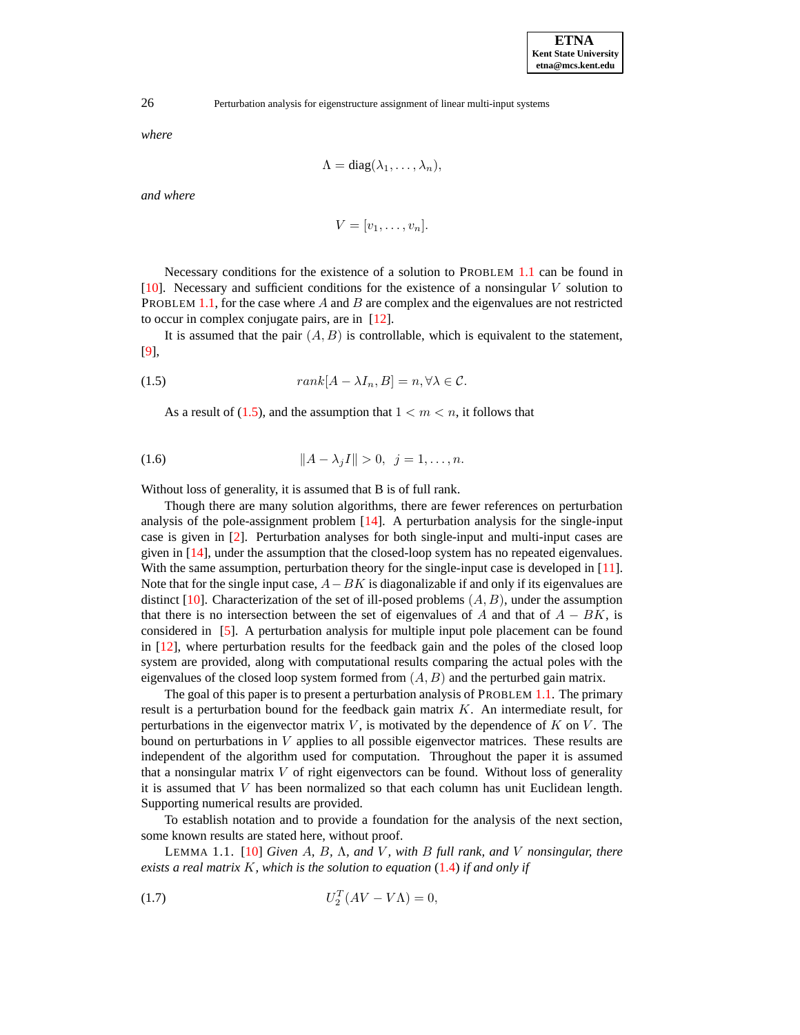*where*

$$\Lambda = \text{diag}(\lambda_1, \ldots, \lambda_n),$$

*and where*

$$V = [v_1, \ldots, v_n].$$

Necessary conditions for the existence of a solution to PROBLEM 1.1 can be found in [10]. Necessary and sufficient conditions for the existence of a nonsingular $V$ solution to PROBLEM 1.1, for the case where $A$ and $B$ are complex and the eigenvalues are not restricted to occur in complex conjugate pairs, are in [12].

It is assumed that the pair $(A, B)$ is controllable, which is equivalent to the statement, [9],

$$rank[A - \lambda I_n, B] = n, \forall \lambda \in \mathcal{C}. \tag{1.5}$$

As a result of (1.5), and the assumption that $1 < m < n$, it follows that

$$\|A - \lambda_j I\| > 0, \;\; j = 1, \ldots, n. \tag{1.6}$$

Without loss of generality, it is assumed that B is of full rank.

Though there are many solution algorithms, there are fewer references on perturbation analysis of the pole-assignment problem [14]. A perturbation analysis for the single-input case is given in [2]. Perturbation analyses for both single-input and multi-input cases are given in [14], under the assumption that the closed-loop system has no repeated eigenvalues. With the same assumption, perturbation theory for the single-input case is developed in [11]. Note that for the single input case, $A - BK$ is diagonalizable if and only if its eigenvalues are distinct [10]. Characterization of the set of ill-posed problems $(A, B)$, under the assumption that there is no intersection between the set of eigenvalues of $A$ and that of $A - BK$, is considered in [5]. A perturbation analysis for multiple input pole placement can be found in [12], where perturbation results for the feedback gain and the poles of the closed loop system are provided, along with computational results comparing the actual poles with the eigenvalues of the closed loop system formed from $(A, B)$ and the perturbed gain matrix.

The goal of this paper is to present a perturbation analysis of PROBLEM 1.1. The primary result is a perturbation bound for the feedback gain matrix $K$. An intermediate result, for perturbations in the eigenvector matrix $V$, is motivated by the dependence of $K$ on $V$. The bound on perturbations in $V$ applies to all possible eigenvector matrices. These results are independent of the algorithm used for computation. Throughout the paper it is assumed that a nonsingular matrix $V$ of right eigenvectors can be found. Without loss of generality it is assumed that $V$ has been normalized so that each column has unit Euclidean length. Supporting numerical results are provided.

To establish notation and to provide a foundation for the analysis of the next section, some known results are stated here, without proof.

LEMMA 1.1. [10] *Given $A$, $B$, $\Lambda$, and $V$, with $B$ full rank, and $V$ nonsingular, there exists a real matrix $K$, which is the solution to equation (1.4) if and only if*

$$U_2^T(AV - V\Lambda) = 0, \tag{1.7}$$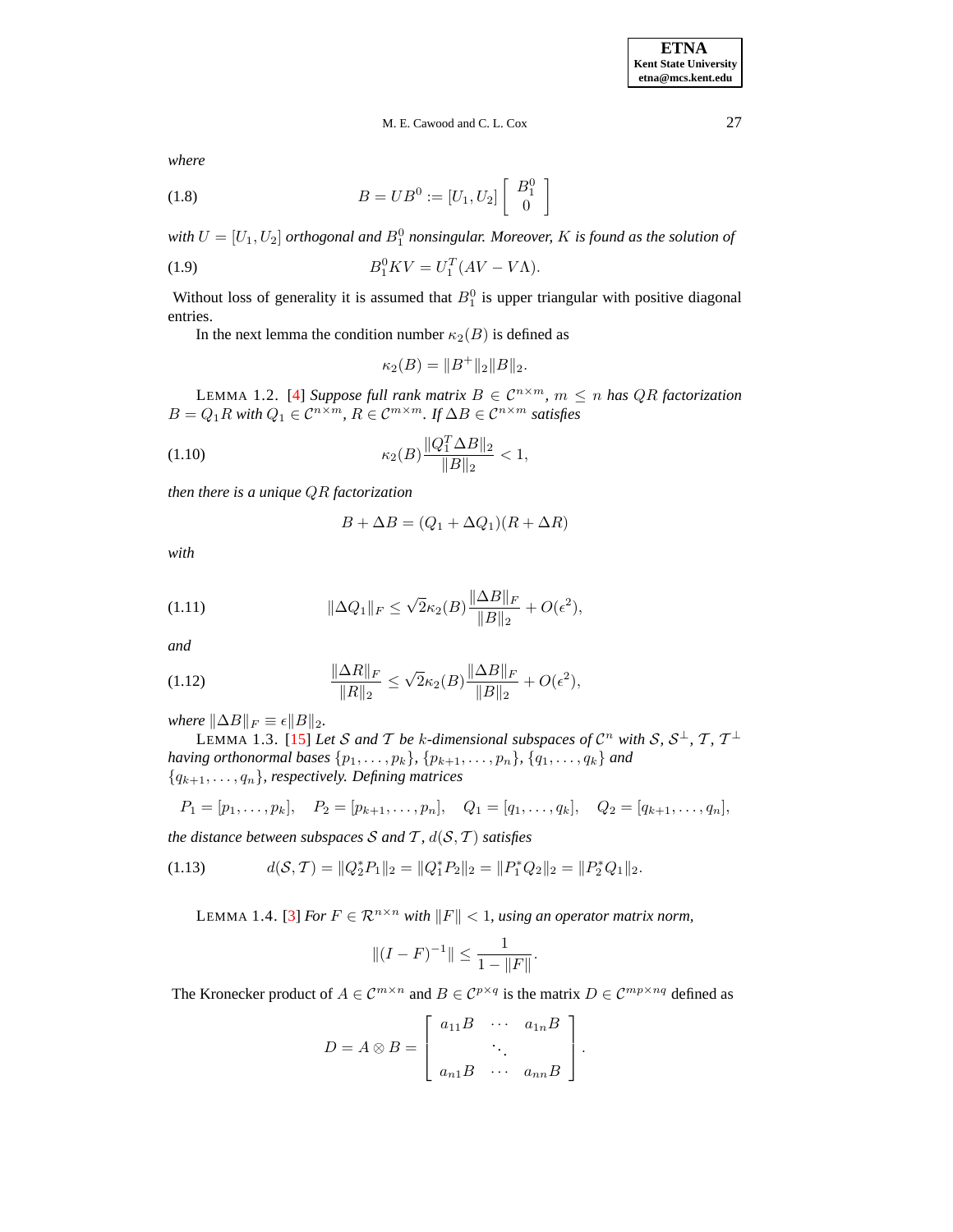*where*

$$B = UB^0 := [U_1, U_2] \begin{bmatrix} B_1^0 \\ 0 \end{bmatrix} \tag{1.8}$$

*with* $U = [U_1, U_2]$ *orthogonal and* $B_1^0$ *nonsingular. Moreover,* $K$ *is found as the solution of*

$$B_1^0 K V = U_1^T (AV - V\Lambda). \tag{1.9}$$

Without loss of generality it is assumed that $B_1^0$ is upper triangular with positive diagonal entries.

In the next lemma the condition number $\kappa_2(B)$ is defined as

$$\kappa_2(B) = \|B^+\|_2 \|B\|_2.$$

LEMMA 1.2. [4] *Suppose full rank matrix* $B \in \mathcal{C}^{n\times m}$, $m \le n$ *has* $QR$ *factorization* $B = Q_1 R$ *with* $Q_1 \in \mathcal{C}^{n\times m}$, $R \in \mathcal{C}^{m\times m}$. *If* $\Delta B \in \mathcal{C}^{n\times m}$ *satisfies*

$$\kappa_2(B) \frac{\|Q_1^T \Delta B\|_2}{\|B\|_2} < 1, \tag{1.10}$$

*then there is a unique* $QR$ *factorization*

$$B + \Delta B = (Q_1 + \Delta Q_1)(R + \Delta R)$$

*with*

$$\|\Delta Q_1\|_F \le \sqrt{2}\kappa_2(B) \frac{\|\Delta B\|_F}{\|B\|_2} + O(\epsilon^2), \tag{1.11}$$

*and*

$$\frac{\|\Delta R\|_F}{\|R\|_2} \le \sqrt{2}\kappa_2(B) \frac{\|\Delta B\|_F}{\|B\|_2} + O(\epsilon^2), \tag{1.12}$$

*where* $\|\Delta B\|_F \equiv \epsilon \|B\|_2$.

LEMMA 1.3. [15] *Let* $\mathcal{S}$ *and* $\mathcal{T}$ *be* $k$*-dimensional subspaces of* $\mathcal{C}^n$ *with* $\mathcal{S}$, $\mathcal{S}^\perp$, $\mathcal{T}$, $\mathcal{T}^\perp$ *having orthonormal bases* $\{p_1, \ldots, p_k\}$, $\{p_{k+1}, \ldots, p_n\}$, $\{q_1, \ldots, q_k\}$ *and* $\{q_{k+1}, \ldots, q_n\}$, *respectively. Defining matrices*

$$P_1 = [p_1, \ldots, p_k], \quad P_2 = [p_{k+1}, \ldots, p_n], \quad Q_1 = [q_1, \ldots, q_k], \quad Q_2 = [q_{k+1}, \ldots, q_n],$$

*the distance between subspaces* $\mathcal{S}$ *and* $\mathcal{T}$, $d(\mathcal{S}, \mathcal{T})$ *satisfies*

$$d(\mathcal{S}, \mathcal{T}) = \|Q_2^* P_1\|_2 = \|Q_1^* P_2\|_2 = \|P_1^* Q_2\|_2 = \|P_2^* Q_1\|_2. \tag{1.13}$$

LEMMA 1.4. [3] *For* $F \in \mathcal{R}^{n\times n}$ *with* $\|F\| < 1$, *using an operator matrix norm,*

$$\|(I - F)^{-1}\| \le \frac{1}{1 - \|F\|}.$$

The Kronecker product of $A \in \mathcal{C}^{m\times n}$ and $B \in \mathcal{C}^{p\times q}$ is the matrix $D \in \mathcal{C}^{mp\times nq}$ defined as

$$D = A \otimes B = \begin{bmatrix} a_{11}B & \cdots & a_{1n}B \\ & \ddots & \\ a_{n1}B & \cdots & a_{nn}B \end{bmatrix}.$$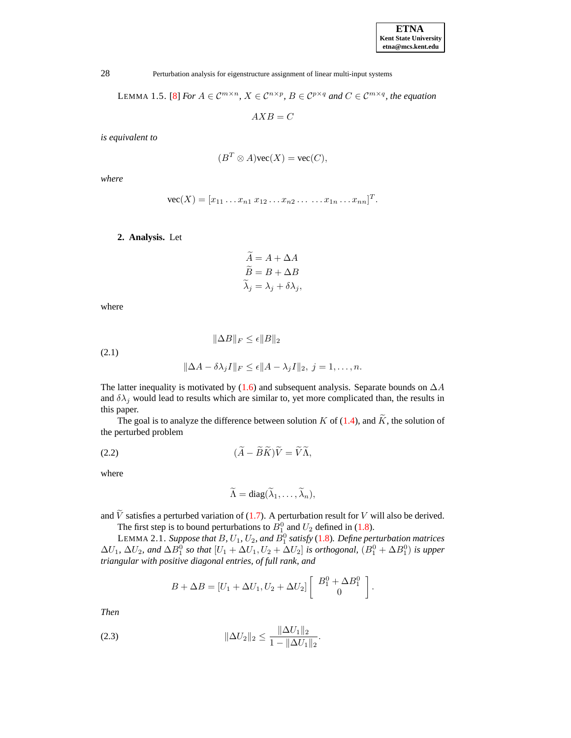LEMMA 1.5. [8] *For $A \in \mathcal{C}^{m\times n}$, $X \in \mathcal{C}^{n\times p}$, $B \in \mathcal{C}^{p\times q}$ and $C \in \mathcal{C}^{m\times q}$, the equation*

$$AXB = C$$

*is equivalent to*

$$(B^T \otimes A)\text{vec}(X) = \text{vec}(C),$$

*where*

$$\text{vec}(X) = [x_{11} \ldots x_{n1}\; x_{12} \ldots x_{n2} \ldots\; \ldots x_{1n} \ldots x_{nn}]^T.$$

## 2. Analysis.

Let

$$\widetilde{A} = A + \Delta A$$
$$\widetilde{B} = B + \Delta B$$
$$\widetilde{\lambda}_j = \lambda_j + \delta\lambda_j,$$

where

$$\|\Delta B\|_F \le \epsilon \|B\|_2 \tag{2.1}$$
$$\|\Delta A - \delta\lambda_j I\|_F \le \epsilon \|A - \lambda_j I\|_2,\ j = 1, \ldots, n.$$

The latter inequality is motivated by (1.6) and subsequent analysis. Separate bounds on $\Delta A$ and $\delta\lambda_j$ would lead to results which are similar to, yet more complicated than, the results in this paper.

The goal is to analyze the difference between solution $K$ of (1.4), and $\widetilde{K}$, the solution of the perturbed problem

$$(\widetilde{A} - \widetilde{B}\widetilde{K})\widetilde{V} = \widetilde{V}\widetilde{\Lambda}, \tag{2.2}$$

where

$$\widetilde{\Lambda} = \text{diag}(\widetilde{\lambda}_1, \ldots, \widetilde{\lambda}_n),$$

and $\widetilde{V}$ satisfies a perturbed variation of (1.7). A perturbation result for $V$ will also be derived.

The first step is to bound perturbations to $B_1^0$ and $U_2$ defined in (1.8).

LEMMA 2.1. *Suppose that $B$, $U_1$, $U_2$, and $B_1^0$ satisfy (1.8). Define perturbation matrices $\Delta U_1$, $\Delta U_2$, and $\Delta B_1^0$ so that $[U_1 + \Delta U_1, U_2 + \Delta U_2]$ is orthogonal, $(B_1^0 + \Delta B_1^0)$ is upper triangular with positive diagonal entries, of full rank, and*

$$B + \Delta B = [U_1 + \Delta U_1, U_2 + \Delta U_2] \begin{bmatrix} B_1^0 + \Delta B_1^0 \\ 0 \end{bmatrix}.$$

*Then*

$$\|\Delta U_2\|_2 \le \frac{\|\Delta U_1\|_2}{1 - \|\Delta U_1\|_2}. \tag{2.3}$$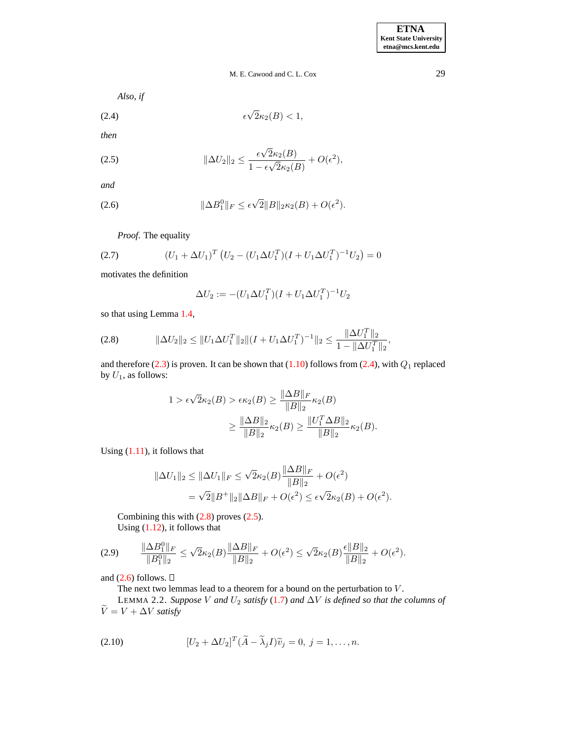*Also, if*

$$\epsilon\sqrt{2}\kappa_2(B) < 1, \tag{2.4}$$

*then*

$$\|\Delta U_2\|_2 \leq \frac{\epsilon\sqrt{2}\kappa_2(B)}{1-\epsilon\sqrt{2}\kappa_2(B)} + O(\epsilon^2), \tag{2.5}$$

*and*

$$\|\Delta B_1^0\|_F \leq \epsilon\sqrt{2}\|B\|_2\kappa_2(B) + O(\epsilon^2). \tag{2.6}$$

*Proof.* The equality

$$(U_1+\Delta U_1)^T\left(U_2 - (U_1\Delta U_1^T)(I+U_1\Delta U_1^T)^{-1}U_2\right) = 0 \tag{2.7}$$

motivates the definition

$$\Delta U_2 := -(U_1\Delta U_1^T)(I+U_1\Delta U_1^T)^{-1}U_2$$

so that using Lemma 1.4,

$$\|\Delta U_2\|_2 \leq \|U_1\Delta U_1^T\|_2\|(I+U_1\Delta U_1^T)^{-1}\|_2 \leq \frac{\|\Delta U_1^T\|_2}{1-\|\Delta U_1^T\|_2}, \tag{2.8}$$

and therefore (2.3) is proven. It can be shown that (1.10) follows from (2.4), with $Q_1$ replaced by $U_1$, as follows:

$$\begin{aligned}
1 > \epsilon\sqrt{2}\kappa_2(B) > \epsilon\kappa_2(B) &\geq \frac{\|\Delta B\|_F}{\|B\|_2}\kappa_2(B) \\
&\geq \frac{\|\Delta B\|_2}{\|B\|_2}\kappa_2(B) \geq \frac{\|U_1^T\Delta B\|_2}{\|B\|_2}\kappa_2(B).
\end{aligned}$$

Using (1.11), it follows that

$$\begin{aligned}
\|\Delta U_1\|_2 \leq \|\Delta U_1\|_F &\leq \sqrt{2}\kappa_2(B)\frac{\|\Delta B\|_F}{\|B\|_2} + O(\epsilon^2) \\
&= \sqrt{2}\|B^+\|_2\|\Delta B\|_F + O(\epsilon^2) \leq \epsilon\sqrt{2}\kappa_2(B) + O(\epsilon^2).
\end{aligned}$$

Combining this with (2.8) proves (2.5).

Using (1.12), it follows that

$$\frac{\|\Delta B_1^0\|_F}{\|B_1^0\|_2} \leq \sqrt{2}\kappa_2(B)\frac{\|\Delta B\|_F}{\|B\|_2} + O(\epsilon^2) \leq \sqrt{2}\kappa_2(B)\frac{\epsilon\|B\|_2}{\|B\|_2} + O(\epsilon^2). \tag{2.9}$$

and (2.6) follows. □

The next two lemmas lead to a theorem for a bound on the perturbation to $V$.

LEMMA 2.2. *Suppose $V$ and $U_2$ satisfy (1.7) and $\Delta V$ is defined so that the columns of $\widetilde{V} = V + \Delta V$ satisfy*

$$[U_2+\Delta U_2]^T(\widetilde{A}-\widetilde{\lambda}_j I)\widetilde{v}_j = 0,\ j = 1,\ldots,n. \tag{2.10}$$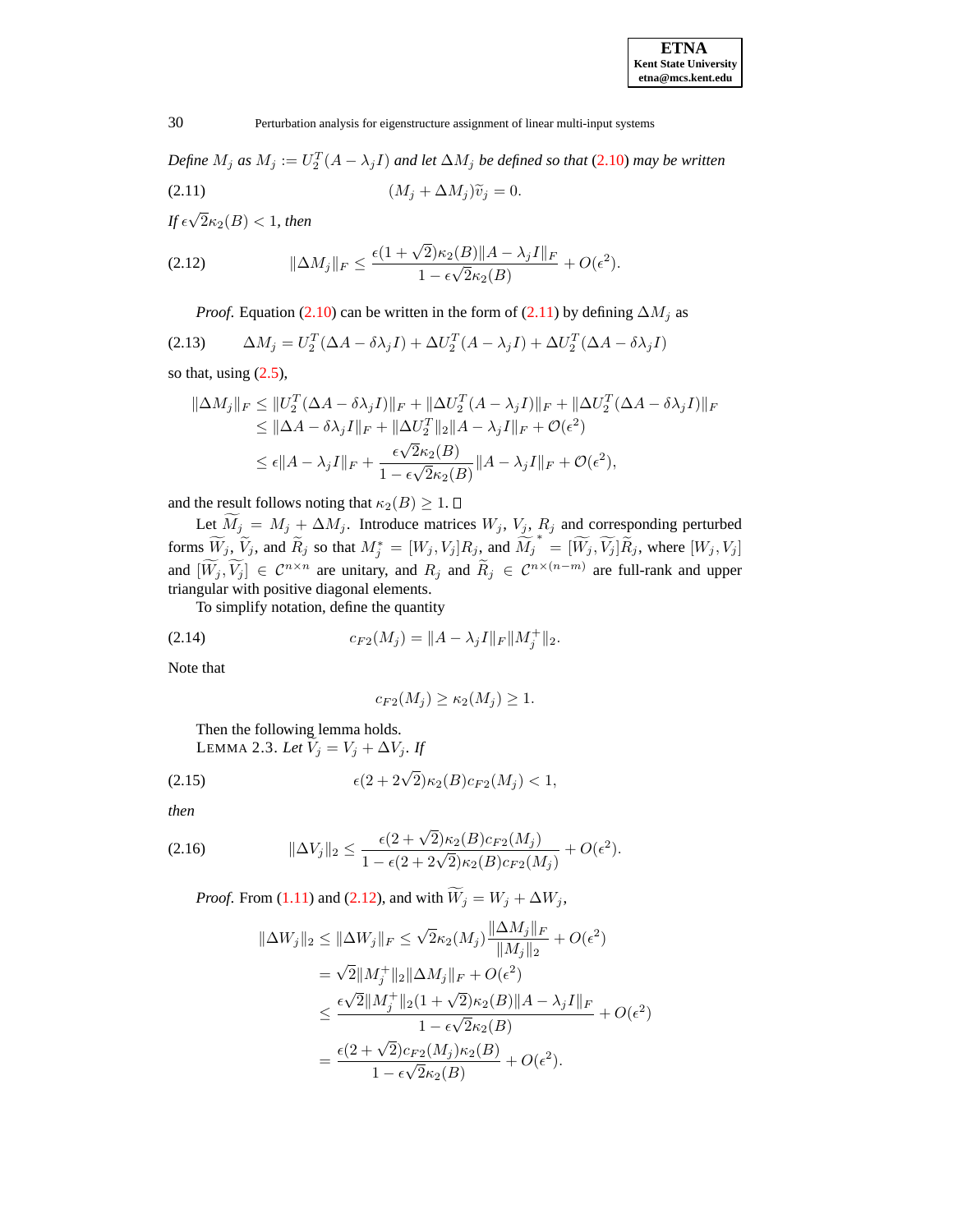*Define $M_j$ as $M_j := U_2^T(A - \lambda_j I)$ and let $\Delta M_j$ be defined so that (2.10) may be written*

$$(M_j + \Delta M_j)\widetilde{v}_j = 0. \tag{2.11}$$

*If $\epsilon\sqrt{2}\kappa_2(B) < 1$, then*

$$\|\Delta M_j\|_F \leq \frac{\epsilon(1+\sqrt{2})\kappa_2(B)\|A - \lambda_j I\|_F}{1 - \epsilon\sqrt{2}\kappa_2(B)} + O(\epsilon^2). \tag{2.12}$$

*Proof.* Equation (2.10) can be written in the form of (2.11) by defining $\Delta M_j$ as

$$\Delta M_j = U_2^T(\Delta A - \delta\lambda_j I) + \Delta U_2^T(A - \lambda_j I) + \Delta U_2^T(\Delta A - \delta\lambda_j I) \tag{2.13}$$

so that, using (2.5),

$$\begin{aligned}
\|\Delta M_j\|_F &\leq \|U_2^T(\Delta A - \delta\lambda_j I)\|_F + \|\Delta U_2^T(A - \lambda_j I)\|_F + \|\Delta U_2^T(\Delta A - \delta\lambda_j I)\|_F \\
&\leq \|\Delta A - \delta\lambda_j I\|_F + \|\Delta U_2^T\|_2\|A - \lambda_j I\|_F + \mathcal{O}(\epsilon^2) \\
&\leq \epsilon\|A - \lambda_j I\|_F + \frac{\epsilon\sqrt{2}\kappa_2(B)}{1 - \epsilon\sqrt{2}\kappa_2(B)}\|A - \lambda_j I\|_F + \mathcal{O}(\epsilon^2),
\end{aligned}$$

and the result follows noting that $\kappa_2(B) \geq 1$. □

Let $\widetilde{M}_j = M_j + \Delta M_j$. Introduce matrices $W_j$, $V_j$, $R_j$ and corresponding perturbed forms $\widetilde{W}_j$, $\widetilde{V}_j$, and $\widetilde{R}_j$ so that $M_j^* = [W_j, V_j]R_j$, and $\widetilde{M}_j^{\,*} = [\widetilde{W}_j, \widetilde{V}_j]\widetilde{R}_j$, where $[W_j, V_j]$ and $[\widetilde{W}_j, \widetilde{V}_j] \in \mathcal{C}^{n\times n}$ are unitary, and $R_j$ and $\widetilde{R}_j \in \mathcal{C}^{n\times(n-m)}$ are full-rank and upper triangular with positive diagonal elements.

To simplify notation, define the quantity

$$c_{F2}(M_j) = \|A - \lambda_j I\|_F\|M_j^+\|_2. \tag{2.14}$$

Note that

$$c_{F2}(M_j) \geq \kappa_2(M_j) \geq 1.$$

Then the following lemma holds.

LEMMA 2.3. *Let $\widetilde{V}_j = V_j + \Delta V_j$. If*

$$\epsilon(2 + 2\sqrt{2})\kappa_2(B)c_{F2}(M_j) < 1, \tag{2.15}$$

*then*

$$\|\Delta V_j\|_2 \leq \frac{\epsilon(2+\sqrt{2})\kappa_2(B)c_{F2}(M_j)}{1 - \epsilon(2 + 2\sqrt{2})\kappa_2(B)c_{F2}(M_j)} + O(\epsilon^2). \tag{2.16}$$

*Proof.* From (1.11) and (2.12), and with $\widetilde{W}_j = W_j + \Delta W_j$,

$$\begin{aligned}
\|\Delta W_j\|_2 \leq \|\Delta W_j\|_F &\leq \sqrt{2}\kappa_2(M_j)\frac{\|\Delta M_j\|_F}{\|M_j\|_2} + O(\epsilon^2) \\
&= \sqrt{2}\|M_j^+\|_2\|\Delta M_j\|_F + O(\epsilon^2) \\
&\leq \frac{\epsilon\sqrt{2}\|M_j^+\|_2(1+\sqrt{2})\kappa_2(B)\|A - \lambda_j I\|_F}{1 - \epsilon\sqrt{2}\kappa_2(B)} + O(\epsilon^2) \\
&= \frac{\epsilon(2+\sqrt{2})c_{F2}(M_j)\kappa_2(B)}{1 - \epsilon\sqrt{2}\kappa_2(B)} + O(\epsilon^2).
\end{aligned}$$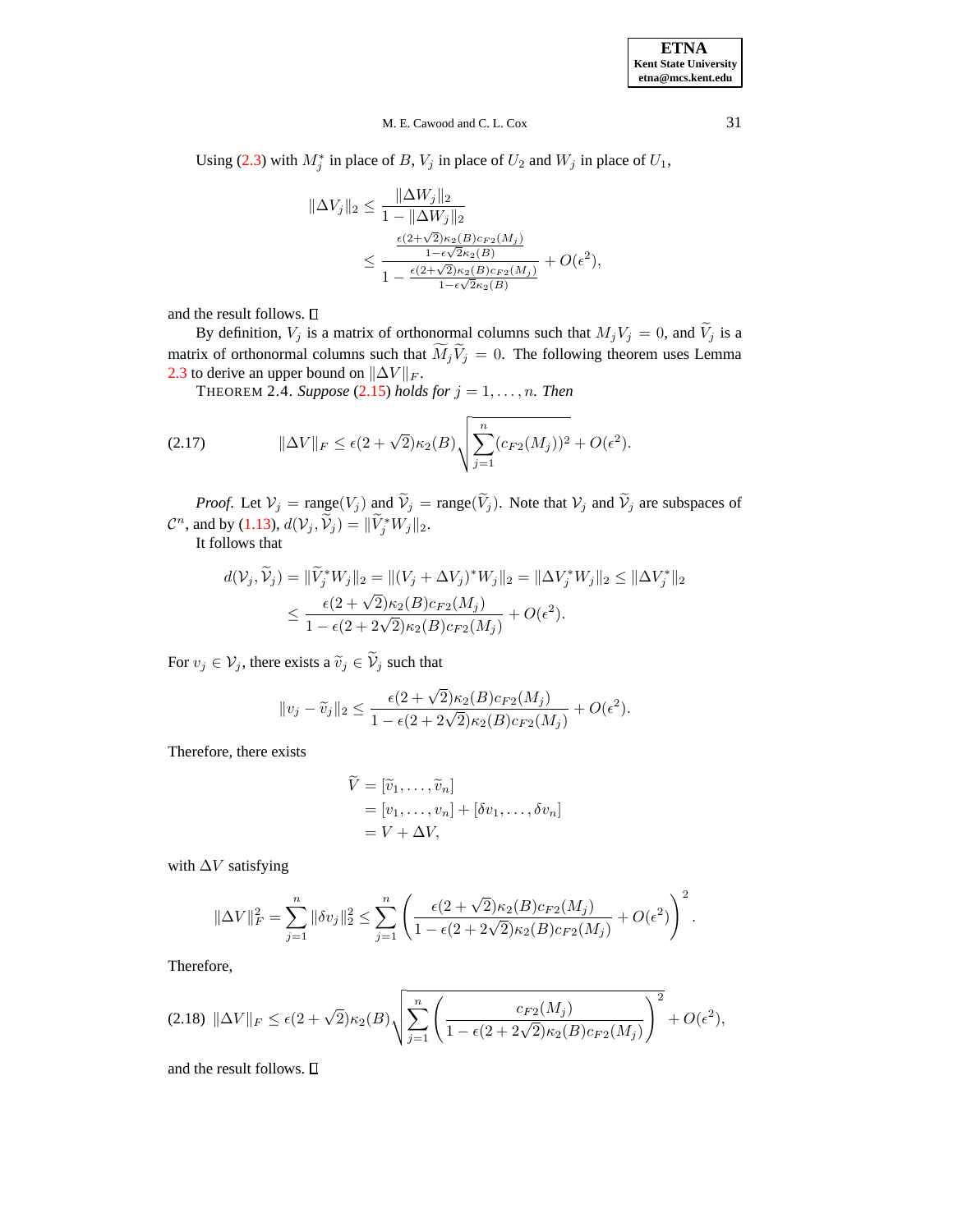Using (2.3) with $M_j^*$ in place of $B$, $V_j$ in place of $U_2$ and $W_j$ in place of $U_1$,

$$
\begin{aligned}
\|\Delta V_j\|_2 &\leq \frac{\|\Delta W_j\|_2}{1 - \|\Delta W_j\|_2} \\
&\leq \frac{\frac{\epsilon(2+\sqrt{2})\kappa_2(B)c_{F2}(M_j)}{1-\epsilon\sqrt{2}\kappa_2(B)}}{1 - \frac{\epsilon(2+\sqrt{2})\kappa_2(B)c_{F2}(M_j)}{1-\epsilon\sqrt{2}\kappa_2(B)}} + O(\epsilon^2),
\end{aligned}
$$

and the result follows. ∎

By definition, $V_j$ is a matrix of orthonormal columns such that $M_j V_j = 0$, and $\widetilde{V}_j$ is a matrix of orthonormal columns such that $\widetilde{M}_j \widetilde{V}_j = 0$. The following theorem uses Lemma 2.3 to derive an upper bound on $\|\Delta V\|_F$.

THEOREM 2.4. *Suppose* (2.15) *holds for* $j = 1, \ldots, n$. *Then*

$$
\|\Delta V\|_F \leq \epsilon(2+\sqrt{2})\kappa_2(B)\sqrt{\sum_{j=1}^{n}(c_{F2}(M_j))^2} + O(\epsilon^2). \tag{2.17}
$$

*Proof*. Let $\mathcal{V}_j = \text{range}(V_j)$ and $\widetilde{\mathcal{V}}_j = \text{range}(\widetilde{V}_j)$. Note that $\mathcal{V}_j$ and $\widetilde{\mathcal{V}}_j$ are subspaces of $\mathcal{C}^n$, and by (1.13), $d(\mathcal{V}_j, \widetilde{\mathcal{V}}_j) = \|\widetilde{V}_j^* W_j\|_2$.

It follows that

$$
\begin{aligned}
d(\mathcal{V}_j, \widetilde{\mathcal{V}}_j) &= \|\widetilde{V}_j^* W_j\|_2 = \|(V_j + \Delta V_j)^* W_j\|_2 = \|\Delta V_j^* W_j\|_2 \leq \|\Delta V_j^*\|_2 \\
&\leq \frac{\epsilon(2+\sqrt{2})\kappa_2(B)c_{F2}(M_j)}{1 - \epsilon(2+2\sqrt{2})\kappa_2(B)c_{F2}(M_j)} + O(\epsilon^2).
\end{aligned}
$$

For $v_j \in \mathcal{V}_j$, there exists a $\widetilde{v}_j \in \widetilde{\mathcal{V}}_j$ such that

$$
\|v_j - \widetilde{v}_j\|_2 \leq \frac{\epsilon(2+\sqrt{2})\kappa_2(B)c_{F2}(M_j)}{1 - \epsilon(2+2\sqrt{2})\kappa_2(B)c_{F2}(M_j)} + O(\epsilon^2).
$$

Therefore, there exists

$$
\begin{aligned}
\widetilde{V} &= [\widetilde{v}_1, \ldots, \widetilde{v}_n] \\
&= [v_1, \ldots, v_n] + [\delta v_1, \ldots, \delta v_n] \\
&= V + \Delta V,
\end{aligned}
$$

with $\Delta V$ satisfying

$$
\|\Delta V\|_F^2 = \sum_{j=1}^{n} \|\delta v_j\|_2^2 \leq \sum_{j=1}^{n} \left( \frac{\epsilon(2+\sqrt{2})\kappa_2(B)c_{F2}(M_j)}{1 - \epsilon(2+2\sqrt{2})\kappa_2(B)c_{F2}(M_j)} + O(\epsilon^2) \right)^2.
$$

Therefore,

$$
\|\Delta V\|_F \leq \epsilon(2+\sqrt{2})\kappa_2(B)\sqrt{\sum_{j=1}^{n} \left( \frac{c_{F2}(M_j)}{1 - \epsilon(2+2\sqrt{2})\kappa_2(B)c_{F2}(M_j)} \right)^2} + O(\epsilon^2), \tag{2.18}
$$

and the result follows. ∎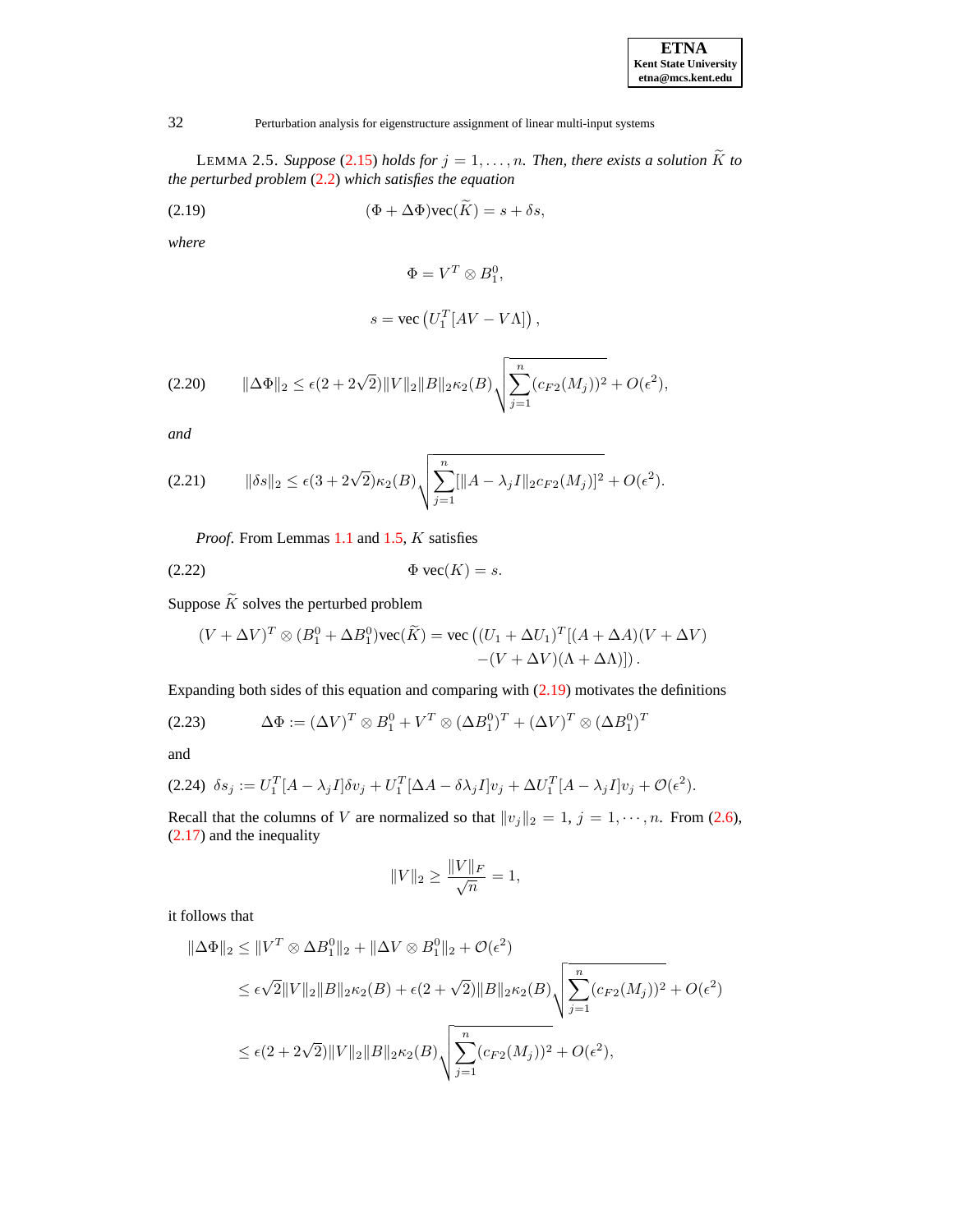LEMMA 2.5. *Suppose* (2.15) *holds for* $j = 1, \ldots, n$. *Then, there exists a solution* $\widetilde{K}$ *to the perturbed problem* (2.2) *which satisfies the equation*

$$(\Phi + \Delta\Phi)\text{vec}(\widetilde{K}) = s + \delta s, \tag{2.19}$$

*where*

$$\Phi = V^T \otimes B_1^0,$$

$$s = \text{vec}\left(U_1^T[AV - V\Lambda]\right),$$

$$\|\Delta\Phi\|_2 \leq \epsilon(2 + 2\sqrt{2})\|V\|_2\|B\|_2\kappa_2(B)\sqrt{\sum_{j=1}^{n}(c_{F2}(M_j))^2} + O(\epsilon^2), \tag{2.20}$$

*and*

$$\|\delta s\|_2 \leq \epsilon(3 + 2\sqrt{2})\kappa_2(B)\sqrt{\sum_{j=1}^{n}[\|A - \lambda_j I\|_2 c_{F2}(M_j)]^2} + O(\epsilon^2). \tag{2.21}$$

*Proof.* From Lemmas 1.1 and 1.5, $K$ satisfies

$$\Phi \ \text{vec}(K) = s. \tag{2.22}$$

Suppose $\widetilde{K}$ solves the perturbed problem

$$(V + \Delta V)^T \otimes (B_1^0 + \Delta B_1^0)\text{vec}(\widetilde{K}) = \text{vec}\left((U_1 + \Delta U_1)^T[(A + \Delta A)(V + \Delta V) - (V + \Delta V)(\Lambda + \Delta\Lambda)]\right).$$

Expanding both sides of this equation and comparing with (2.19) motivates the definitions

$$\Delta\Phi := (\Delta V)^T \otimes B_1^0 + V^T \otimes (\Delta B_1^0)^T + (\Delta V)^T \otimes (\Delta B_1^0)^T \tag{2.23}$$

and

$$\delta s_j := U_1^T[A - \lambda_j I]\delta v_j + U_1^T[\Delta A - \delta\lambda_j I]v_j + \Delta U_1^T[A - \lambda_j I]v_j + \mathcal{O}(\epsilon^2). \tag{2.24}$$

Recall that the columns of $V$ are normalized so that $\|v_j\|_2 = 1$, $j = 1, \cdots, n$. From (2.6), (2.17) and the inequality

$$\|V\|_2 \geq \frac{\|V\|_F}{\sqrt{n}} = 1,$$

it follows that

$$\begin{aligned}
\|\Delta\Phi\|_2 &\leq \|V^T \otimes \Delta B_1^0\|_2 + \|\Delta V \otimes B_1^0\|_2 + \mathcal{O}(\epsilon^2) \\
&\leq \epsilon\sqrt{2}\|V\|_2\|B\|_2\kappa_2(B) + \epsilon(2 + \sqrt{2})\|B\|_2\kappa_2(B)\sqrt{\sum_{j=1}^{n}(c_{F2}(M_j))^2} + O(\epsilon^2) \\
&\leq \epsilon(2 + 2\sqrt{2})\|V\|_2\|B\|_2\kappa_2(B)\sqrt{\sum_{j=1}^{n}(c_{F2}(M_j))^2} + O(\epsilon^2),
\end{aligned}$$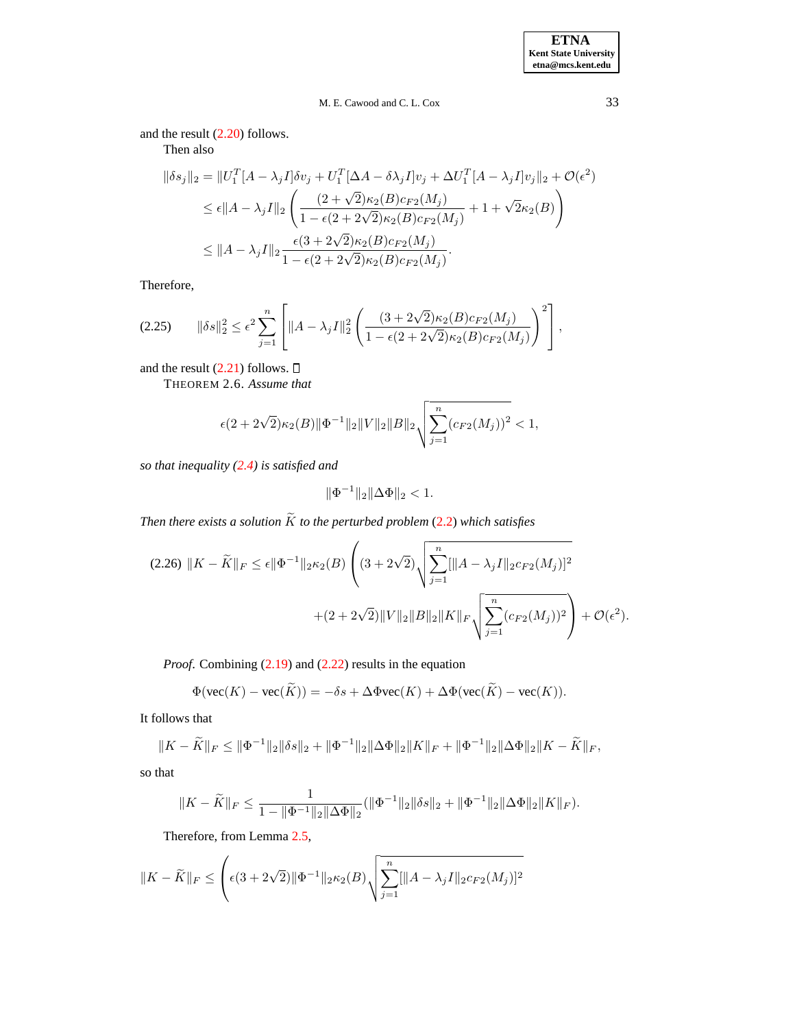and the result (2.20) follows.

Then also

$$
\begin{aligned}
\|\delta s_j\|_2 &= \|U_1^T[A-\lambda_j I]\delta v_j + U_1^T[\Delta A - \delta\lambda_j I]v_j + \Delta U_1^T[A-\lambda_j I]v_j\|_2 + \mathcal{O}(\epsilon^2) \\
&\le \epsilon\|A-\lambda_j I\|_2 \left( \frac{(2+\sqrt{2})\kappa_2(B)c_{F2}(M_j)}{1-\epsilon(2+2\sqrt{2})\kappa_2(B)c_{F2}(M_j)} + 1 + \sqrt{2}\kappa_2(B) \right) \\
&\le \|A-\lambda_j I\|_2 \frac{\epsilon(3+2\sqrt{2})\kappa_2(B)c_{F2}(M_j)}{1-\epsilon(2+2\sqrt{2})\kappa_2(B)c_{F2}(M_j)}.
\end{aligned}
$$

Therefore,

$$
\|\delta s\|_2^2 \le \epsilon^2 \sum_{j=1}^{n} \left[ \|A-\lambda_j I\|_2^2 \left( \frac{(3+2\sqrt{2})\kappa_2(B)c_{F2}(M_j)}{1-\epsilon(2+2\sqrt{2})\kappa_2(B)c_{F2}(M_j)} \right)^2 \right], \tag{2.25}
$$

and the result (2.21) follows. ☐

THEOREM 2.6. *Assume that*

$$
\epsilon(2+2\sqrt{2})\kappa_2(B)\|\Phi^{-1}\|_2\|V\|_2\|B\|_2\sqrt{\sum_{j=1}^{n}(c_{F2}(M_j))^2} < 1,
$$

*so that inequality (2.4) is satisfied and*

$$
\|\Phi^{-1}\|_2\|\Delta\Phi\|_2 < 1.
$$

*Then there exists a solution $\widetilde{K}$ to the perturbed problem (2.2) which satisfies*

$$
\begin{aligned}
\|K-\widetilde{K}\|_F \le \epsilon\|\Phi^{-1}\|_2\kappa_2(B) \Bigg( &(3+2\sqrt{2})\sqrt{\sum_{j=1}^{n}[\|A-\lambda_j I\|_2 c_{F2}(M_j)]^2} \\
&+ (2+2\sqrt{2})\|V\|_2\|B\|_2\|K\|_F\sqrt{\sum_{j=1}^{n}(c_{F2}(M_j))^2} \Bigg) + \mathcal{O}(\epsilon^2).
\end{aligned} \tag{2.26}
$$

*Proof.* Combining (2.19) and (2.22) results in the equation

$$
\Phi(\mathrm{vec}(K) - \mathrm{vec}(\widetilde{K})) = -\delta s + \Delta\Phi\mathrm{vec}(K) + \Delta\Phi(\mathrm{vec}(\widetilde{K}) - \mathrm{vec}(K)).
$$

It follows that

$$
\|K-\widetilde{K}\|_F \le \|\Phi^{-1}\|_2\|\delta s\|_2 + \|\Phi^{-1}\|_2\|\Delta\Phi\|_2\|K\|_F + \|\Phi^{-1}\|_2\|\Delta\Phi\|_2\|K-\widetilde{K}\|_F,
$$

so that

$$
\|K-\widetilde{K}\|_F \le \frac{1}{1-\|\Phi^{-1}\|_2\|\Delta\Phi\|_2}(\|\Phi^{-1}\|_2\|\delta s\|_2 + \|\Phi^{-1}\|_2\|\Delta\Phi\|_2\|K\|_F).
$$

Therefore, from Lemma 2.5,

$$
\|K-\widetilde{K}\|_F \le \left( \epsilon(3+2\sqrt{2})\|\Phi^{-1}\|_2\kappa_2(B)\sqrt{\sum_{j=1}^{n}[\|A-\lambda_j I\|_2 c_{F2}(M_j)]^2} \right.
$$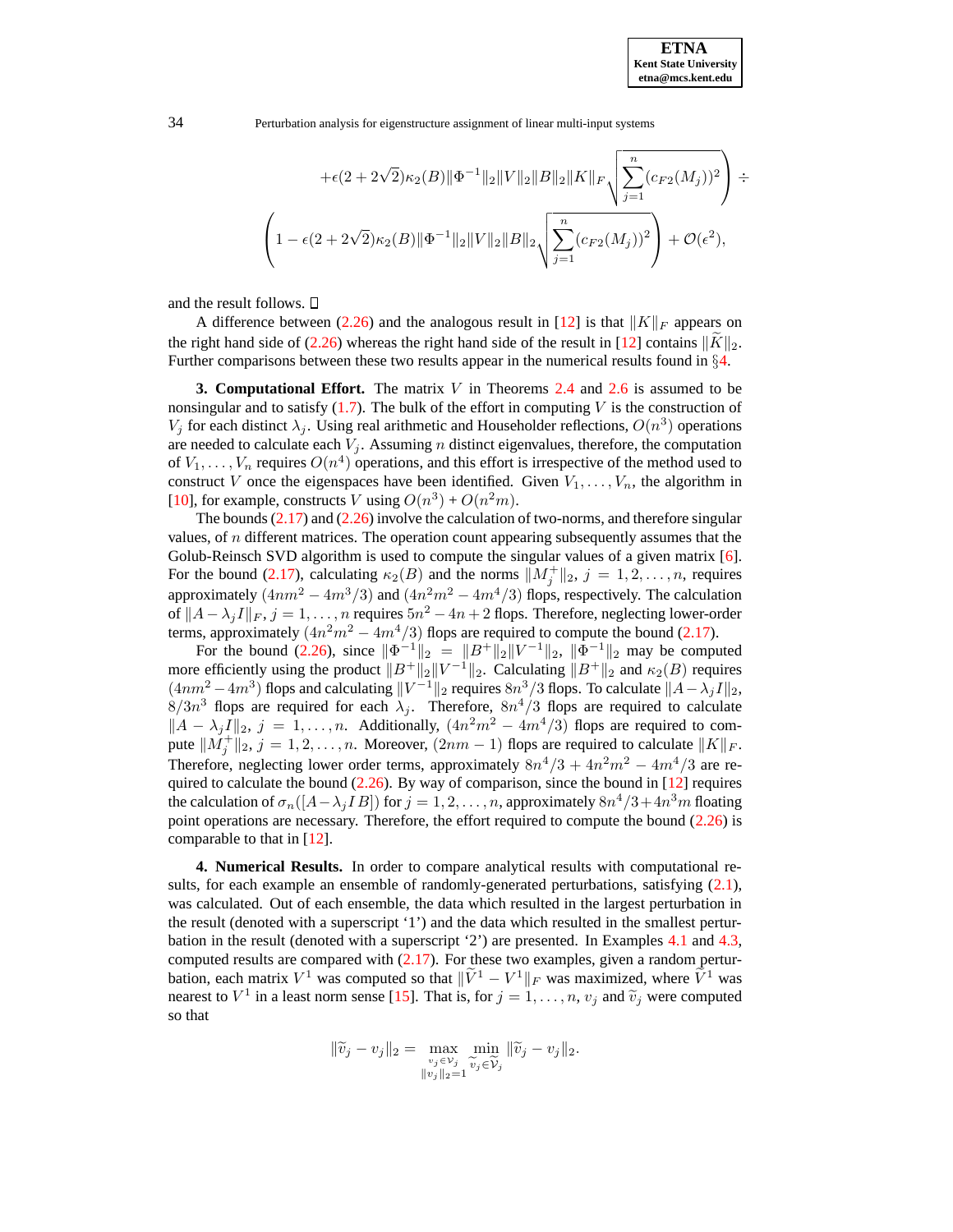$$
+\epsilon(2+2\sqrt{2})\kappa_2(B)\|\Phi^{-1}\|_2\|V\|_2\|B\|_2\|K\|_F\sqrt{\sum_{j=1}^{n}(c_{F2}(M_j))^2}\Bigg) \div
$$

$$
\left(1-\epsilon(2+2\sqrt{2})\kappa_2(B)\|\Phi^{-1}\|_2\|V\|_2\|B\|_2\sqrt{\sum_{j=1}^{n}(c_{F2}(M_j))^2}\right)+\mathcal{O}(\epsilon^2),
$$

and the result follows. □

A difference between (2.26) and the analogous result in [12] is that $\|K\|_F$ appears on the right hand side of (2.26) whereas the right hand side of the result in [12] contains $\|\widetilde{K}\|_2$. Further comparisons between these two results appear in the numerical results found in §4.

## 3. Computational Effort.

The matrix $V$ in Theorems 2.4 and 2.6 is assumed to be nonsingular and to satisfy (1.7). The bulk of the effort in computing $V$ is the construction of $V_j$ for each distinct $\lambda_j$. Using real arithmetic and Householder reflections, $O(n^3)$ operations are needed to calculate each $V_j$. Assuming $n$ distinct eigenvalues, therefore, the computation of $V_1,\ldots,V_n$ requires $O(n^4)$ operations, and this effort is irrespective of the method used to construct $V$ once the eigenspaces have been identified. Given $V_1,\ldots,V_n$, the algorithm in [10], for example, constructs $V$ using $O(n^3)+O(n^2m)$.

The bounds (2.17) and (2.26) involve the calculation of two-norms, and therefore singular values, of $n$ different matrices. The operation count appearing subsequently assumes that the Golub-Reinsch SVD algorithm is used to compute the singular values of a given matrix [6]. For the bound (2.17), calculating $\kappa_2(B)$ and the norms $\|M_j^+\|_2$, $j=1,2,\ldots,n$, requires approximately $(4nm^2-4m^3/3)$ and $(4n^2m^2-4m^4/3)$ flops, respectively. The calculation of $\|A-\lambda_jI\|_F$, $j=1,\ldots,n$ requires $5n^2-4n+2$ flops. Therefore, neglecting lower-order terms, approximately $(4n^2m^2-4m^4/3)$ flops are required to compute the bound (2.17).

For the bound (2.26), since $\|\Phi^{-1}\|_2 = \|B^+\|_2\|V^{-1}\|_2$, $\|\Phi^{-1}\|_2$ may be computed more efficiently using the product $\|B^+\|_2\|V^{-1}\|_2$. Calculating $\|B^+\|_2$ and $\kappa_2(B)$ requires $(4nm^2-4m^3)$ flops and calculating $\|V^{-1}\|_2$ requires $8n^3/3$ flops. To calculate $\|A-\lambda_jI\|_2$, $8/3n^3$ flops are required for each $\lambda_j$. Therefore, $8n^4/3$ flops are required to calculate $\|A-\lambda_jI\|_2$, $j=1,\ldots,n$. Additionally, $(4n^2m^2-4m^4/3)$ flops are required to compute $\|M_j^+\|_2$, $j=1,2,\ldots,n$. Moreover, $(2nm-1)$ flops are required to calculate $\|K\|_F$. Therefore, neglecting lower order terms, approximately $8n^4/3+4n^2m^2-4m^4/3$ are required to calculate the bound (2.26). By way of comparison, since the bound in [12] requires the calculation of $\sigma_n([A-\lambda_jI\,B])$ for $j=1,2,\ldots,n$, approximately $8n^4/3+4n^3m$ floating point operations are necessary. Therefore, the effort required to compute the bound (2.26) is comparable to that in [12].

## 4. Numerical Results.

In order to compare analytical results with computational results, for each example an ensemble of randomly-generated perturbations, satisfying (2.1), was calculated. Out of each ensemble, the data which resulted in the largest perturbation in the result (denoted with a superscript '1') and the data which resulted in the smallest perturbation in the result (denoted with a superscript '2') are presented. In Examples 4.1 and 4.3, computed results are compared with (2.17). For these two examples, given a random perturbation, each matrix $V^1$ was computed so that $\|\widetilde{V}^1-V^1\|_F$ was maximized, where $\widetilde{V}^1$ was nearest to $V^1$ in a least norm sense [15]. That is, for $j=1,\ldots,n$, $v_j$ and $\widetilde{v}_j$ were computed so that

$$
\|\widetilde{v}_j-v_j\|_2=\max_{\substack{v_j\in\mathcal{V}_j\\ \|v_j\|_2=1}}\ \min_{\widetilde{v}_j\in\widetilde{\mathcal{V}}_j}\|\widetilde{v}_j-v_j\|_2.
$$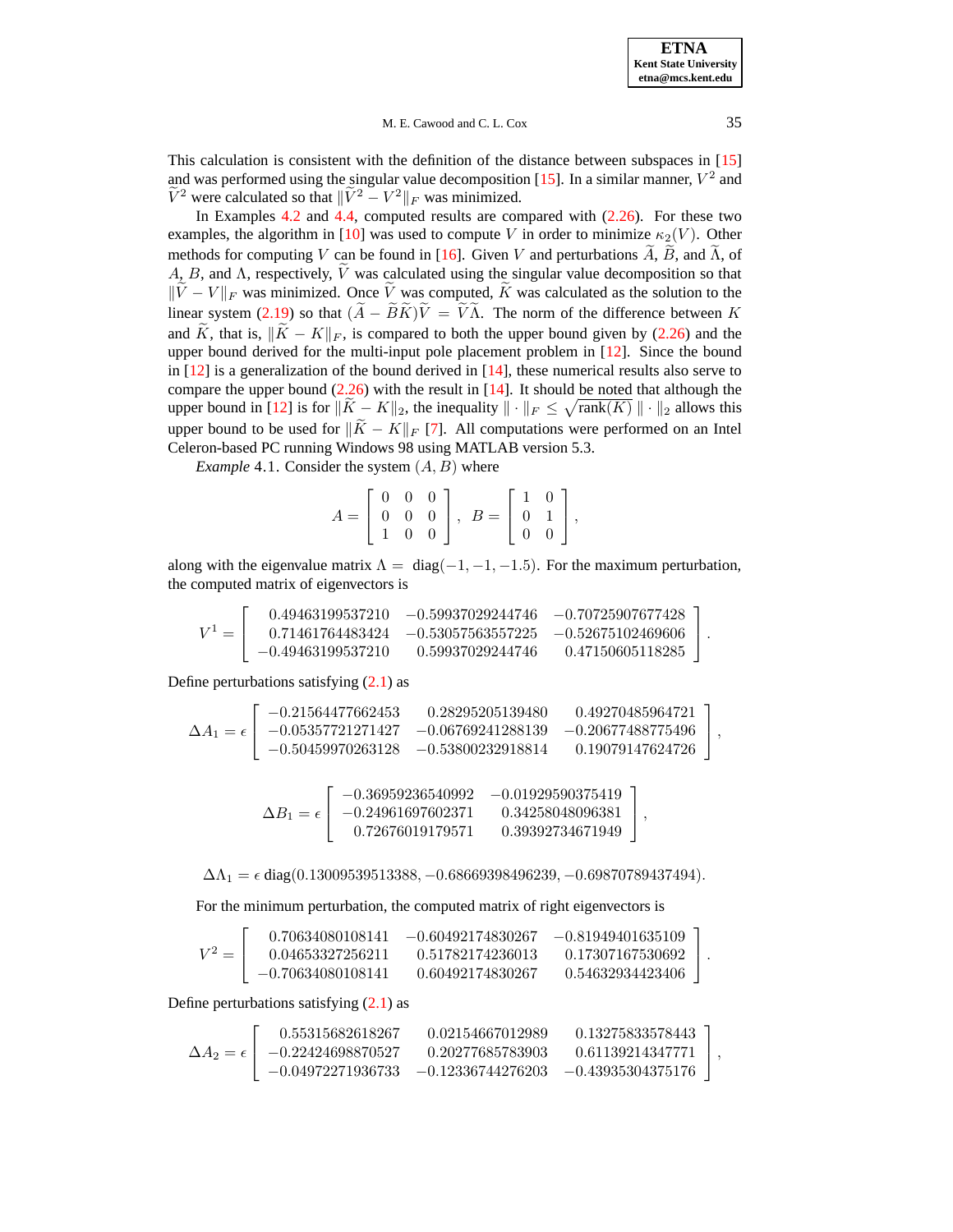This calculation is consistent with the definition of the distance between subspaces in [15] and was performed using the singular value decomposition [15]. In a similar manner, $V^2$ and $\widetilde{V}^2$ were calculated so that $\|\widetilde{V}^2 - V^2\|_F$ was minimized.

In Examples 4.2 and 4.4, computed results are compared with (2.26). For these two examples, the algorithm in [10] was used to compute $V$ in order to minimize $\kappa_2(V)$. Other methods for computing $V$ can be found in [16]. Given $V$ and perturbations $\widetilde{A}$, $\widetilde{B}$, and $\widetilde{\Lambda}$, of $A$, $B$, and $\Lambda$, respectively, $\widetilde{V}$ was calculated using the singular value decomposition so that $\|\widetilde{V} - V\|_F$ was minimized. Once $\widetilde{V}$ was computed, $\widetilde{K}$ was calculated as the solution to the linear system (2.19) so that $(\widetilde{A} - \widetilde{B}\widetilde{K})\widetilde{V} = \widetilde{V}\widetilde{\Lambda}$. The norm of the difference between $K$ and $\widetilde{K}$, that is, $\|\widetilde{K} - K\|_F$, is compared to both the upper bound given by (2.26) and the upper bound derived for the multi-input pole placement problem in [12]. Since the bound in [12] is a generalization of the bound derived in [14], these numerical results also serve to compare the upper bound (2.26) with the result in [14]. It should be noted that although the upper bound in [12] is for $\|\widetilde{K} - K\|_2$, the inequality $\|\cdot\|_F \leq \sqrt{\text{rank}(K)}\,\|\cdot\|_2$ allows this upper bound to be used for $\|\widetilde{K} - K\|_F$ [7]. All computations were performed on an Intel Celeron-based PC running Windows 98 using MATLAB version 5.3.

*Example* 4.1. Consider the system $(A, B)$ where

$$A = \begin{bmatrix} 0 & 0 & 0 \\ 0 & 0 & 0 \\ 1 & 0 & 0 \end{bmatrix}, \quad B = \begin{bmatrix} 1 & 0 \\ 0 & 1 \\ 0 & 0 \end{bmatrix},$$

along with the eigenvalue matrix $\Lambda = \text{diag}(-1, -1, -1.5)$. For the maximum perturbation, the computed matrix of eigenvectors is

$$V^1 = \begin{bmatrix} 0.49463199537210 & -0.59937029244746 & -0.70725907677428 \\ 0.71461764483424 & -0.53057563557225 & -0.52675102469606 \\ -0.49463199537210 & 0.59937029244746 & 0.47150605118285 \end{bmatrix}.$$

Define perturbations satisfying (2.1) as

$$\Delta A_1 = \epsilon \begin{bmatrix} -0.21564477662453 & 0.28295205139480 & 0.49270485964721 \\ -0.05357721271427 & -0.06769241288139 & -0.20677488775496 \\ -0.50459970263128 & -0.53800232918814 & 0.19079147624726 \end{bmatrix},$$

$$\Delta B_1 = \epsilon \begin{bmatrix} -0.36959236540992 & -0.01929590375419 \\ -0.24961697602371 & 0.34258048096381 \\ 0.72676019179571 & 0.39392734671949 \end{bmatrix},$$

$$\Delta \Lambda_1 = \epsilon \, \text{diag}(0.13009539513388, -0.68669398496239, -0.69870789437494).$$

For the minimum perturbation, the computed matrix of right eigenvectors is

$$V^2 = \begin{bmatrix} 0.70634080108141 & -0.60492174830267 & -0.81949401635109 \\ 0.04653327256211 & 0.51782174236013 & 0.17307167530692 \\ -0.70634080108141 & 0.60492174830267 & 0.54632934423406 \end{bmatrix}.$$

Define perturbations satisfying (2.1) as

$$\Delta A_2 = \epsilon \begin{bmatrix} 0.55315682618267 & 0.02154667012989 & 0.13275833578443 \\ -0.22424698870527 & 0.20277685783903 & 0.61139214347771 \\ -0.04972271936733 & -0.12336744276203 & -0.43935304375176 \end{bmatrix},$$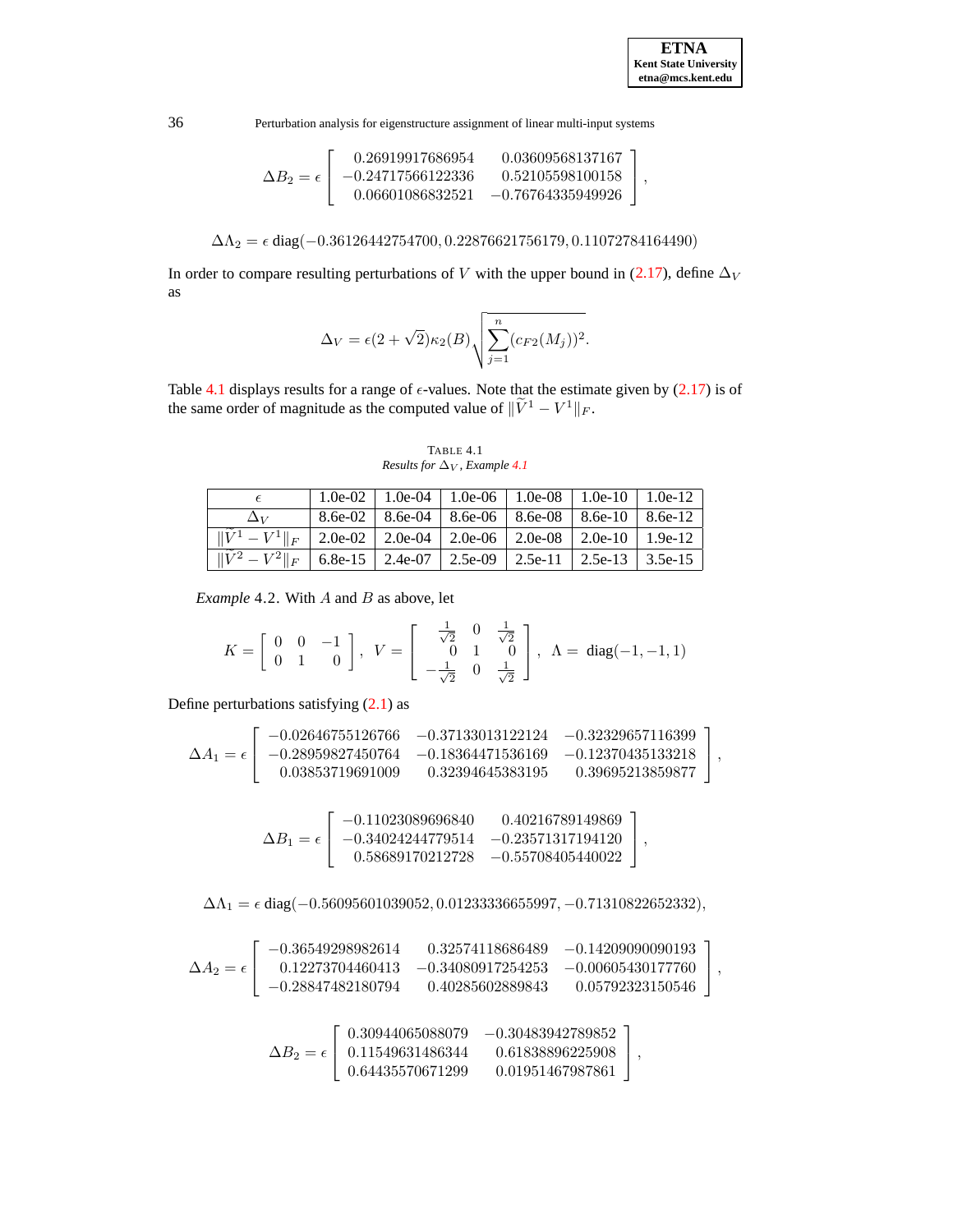$$\Delta B_2 = \epsilon \begin{bmatrix} 0.26919917686954 & 0.03609568137167 \\ -0.24717566122336 & 0.52105598100158 \\ 0.06601086832521 & -0.76764335949926 \end{bmatrix},$$

$$\Delta\Lambda_2 = \epsilon \ \text{diag}(-0.36126442754700, 0.22876621756179, 0.11072784164490)$$

In order to compare resulting perturbations of $V$ with the upper bound in (2.17), define $\Delta_V$ as

$$\Delta_V = \epsilon(2+\sqrt{2})\kappa_2(B)\sqrt{\sum_{j=1}^{n}(c_{F2}(M_j))^2}.$$

Table 4.1 displays results for a range of $\epsilon$-values. Note that the estimate given by (2.17) is of the same order of magnitude as the computed value of $\|\widetilde{V}^1 - V^1\|_F$.

TABLE 4.1
*Results for $\Delta_V$, Example 4.1*

| $\epsilon$ | 1.0e-02 | 1.0e-04 | 1.0e-06 | 1.0e-08 | 1.0e-10 | 1.0e-12 |
|---|---|---|---|---|---|---|
| $\Delta_V$ | 8.6e-02 | 8.6e-04 | 8.6e-06 | 8.6e-08 | 8.6e-10 | 8.6e-12 |
| $\|\widetilde{V}^1 - V^1\|_F$ | 2.0e-02 | 2.0e-04 | 2.0e-06 | 2.0e-08 | 2.0e-10 | 1.9e-12 |
| $\|\widetilde{V}^2 - V^2\|_F$ | 6.8e-15 | 2.4e-07 | 2.5e-09 | 2.5e-11 | 2.5e-13 | 3.5e-15 |

*Example* 4.2. With $A$ and $B$ as above, let

$$K = \begin{bmatrix} 0 & 0 & -1 \\ 0 & 1 & 0 \end{bmatrix}, \ V = \begin{bmatrix} \frac{1}{\sqrt{2}} & 0 & \frac{1}{\sqrt{2}} \\ 0 & 1 & 0 \\ -\frac{1}{\sqrt{2}} & 0 & \frac{1}{\sqrt{2}} \end{bmatrix}, \ \Lambda = \ \text{diag}(-1,-1,1)$$

Define perturbations satisfying (2.1) as

$$\Delta A_1 = \epsilon \begin{bmatrix} -0.02646755126766 & -0.37133013122124 & -0.32329657116399 \\ -0.28959827450764 & -0.18364471536169 & -0.12370435133218 \\ 0.03853719691009 & 0.32394645383195 & 0.39695213859877 \end{bmatrix},$$

$$\Delta B_1 = \epsilon \begin{bmatrix} -0.11023089696840 & 0.40216789149869 \\ -0.34024244779514 & -0.23571317194120 \\ 0.58689170212728 & -0.55708405440022 \end{bmatrix},$$

$$\Delta\Lambda_1 = \epsilon \ \text{diag}(-0.56095601039052, 0.01233336655997, -0.71310822652332),$$

$$\Delta A_2 = \epsilon \begin{bmatrix} -0.36549298982614 & 0.32574118686489 & -0.14209090090193 \\ 0.12273704460413 & -0.34080917254253 & -0.00605430177760 \\ -0.28847482180794 & 0.40285602889843 & 0.05792323150546 \end{bmatrix},$$

$$\Delta B_2 = \epsilon \begin{bmatrix} 0.30944065088079 & -0.30483942789852 \\ 0.11549631486344 & 0.61838896225908 \\ 0.64435570671299 & 0.01951467987861 \end{bmatrix},$$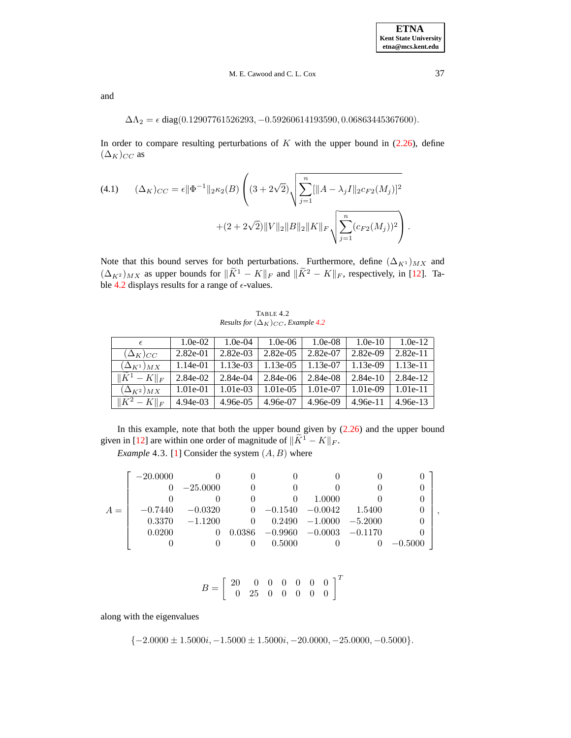and

$$\Delta\Lambda_2 = \epsilon\ \mathrm{diag}(0.12907761526293, -0.59260614193590, 0.06863445367600).$$

In order to compare resulting perturbations of $K$ with the upper bound in (2.26), define $(\Delta_K)_{CC}$ as

$$(\Delta_K)_{CC} = \epsilon \|\Phi^{-1}\|_2 \kappa_2(B) \left( (3+2\sqrt{2}) \sqrt{\sum_{j=1}^{n} [\|A - \lambda_j I\|_2 c_{F2}(M_j)]^2} \right. \tag{4.1}$$
$$\left. + (2+2\sqrt{2}) \|V\|_2 \|B\|_2 \|K\|_F \sqrt{\sum_{j=1}^{n} (c_{F2}(M_j))^2} \right).$$

Note that this bound serves for both perturbations. Furthermore, define $(\Delta_{K^1})_{MX}$ and $(\Delta_{K^2})_{MX}$ as upper bounds for $\|\widetilde{K}^1 - K\|_F$ and $\|\widetilde{K}^2 - K\|_F$, respectively, in [12]. Table 4.2 displays results for a range of $\epsilon$-values.

TABLE 4.2
*Results for $(\Delta_K)_{CC}$, Example 4.2*

| $\epsilon$ | 1.0e-02 | 1.0e-04 | 1.0e-06 | 1.0e-08 | 1.0e-10 | 1.0e-12 |
|---|---|---|---|---|---|---|
| $(\Delta_K)_{CC}$ | 2.82e-01 | 2.82e-03 | 2.82e-05 | 2.82e-07 | 2.82e-09 | 2.82e-11 |
| $(\Delta_{K^1})_{MX}$ | 1.14e-01 | 1.13e-03 | 1.13e-05 | 1.13e-07 | 1.13e-09 | 1.13e-11 |
| $\|\widetilde{K}^1 - K\|_F$ | 2.84e-02 | 2.84e-04 | 2.84e-06 | 2.84e-08 | 2.84e-10 | 2.84e-12 |
| $(\Delta_{K^2})_{MX}$ | 1.01e-01 | 1.01e-03 | 1.01e-05 | 1.01e-07 | 1.01e-09 | 1.01e-11 |
| $\|\widetilde{K}^2 - K\|_F$ | 4.94e-03 | 4.96e-05 | 4.96e-07 | 4.96e-09 | 4.96e-11 | 4.96e-13 |

In this example, note that both the upper bound given by (2.26) and the upper bound given in [12] are within one order of magnitude of $\|\widetilde{K}^1 - K\|_F$.

*Example* 4.3. [1] Consider the system $(A, B)$ where

$$A = \begin{bmatrix} -20.0000 & 0 & 0 & 0 & 0 & 0 & 0 \\ 0 & -25.0000 & 0 & 0 & 0 & 0 & 0 \\ 0 & 0 & 0 & 0 & 1.0000 & 0 & 0 \\ -0.7440 & -0.0320 & 0 & -0.1540 & -0.0042 & 1.5400 & 0 \\ 0.3370 & -1.1200 & 0 & 0.2490 & -1.0000 & -5.2000 & 0 \\ 0.0200 & 0 & 0.0386 & -0.9960 & -0.0003 & -0.1170 & 0 \\ 0 & 0 & 0 & 0.5000 & 0 & 0 & -0.5000 \end{bmatrix},$$

$$B = \begin{bmatrix} 20 & 0 & 0 & 0 & 0 & 0 & 0 \\ 0 & 25 & 0 & 0 & 0 & 0 & 0 \end{bmatrix}^T$$

along with the eigenvalues

$$\{-2.0000 \pm 1.5000i, -1.5000 \pm 1.5000i, -20.0000, -25.0000, -0.5000\}.$$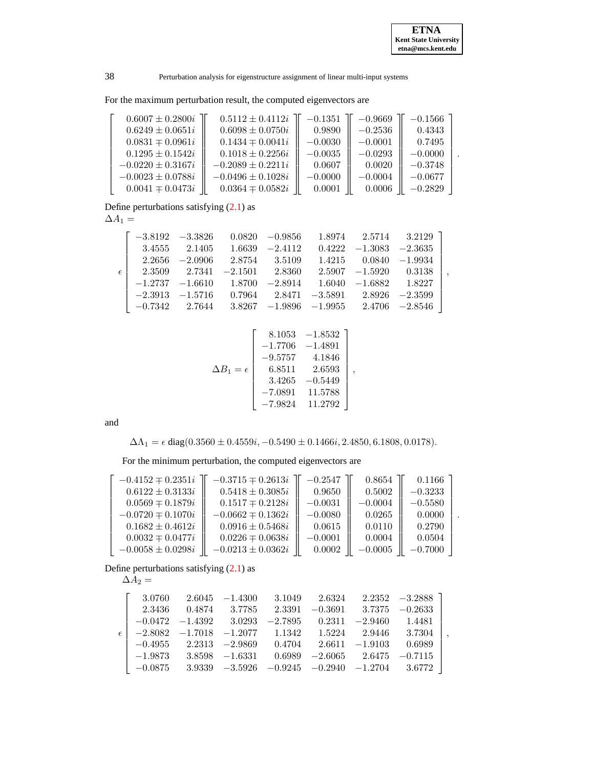For the maximum perturbation result, the computed eigenvectors are

$$\begin{bmatrix} 0.6007 \pm 0.2800i \\ 0.6249 \pm 0.0651i \\ 0.0831 \mp 0.0961i \\ 0.1295 \pm 0.1542i \\ -0.0220 \pm 0.3167i \\ -0.0023 \pm 0.0788i \\ 0.0041 \mp 0.0473i \end{bmatrix} \begin{bmatrix} 0.5112 \pm 0.4112i \\ 0.6098 \pm 0.0750i \\ 0.1434 \mp 0.0041i \\ 0.1018 \pm 0.2256i \\ -0.2089 \pm 0.2211i \\ -0.0496 \pm 0.1028i \\ 0.0364 \mp 0.0582i \end{bmatrix} \begin{bmatrix} -0.1351 \\ 0.9890 \\ -0.0030 \\ -0.0035 \\ 0.0607 \\ -0.0000 \\ 0.0001 \end{bmatrix} \begin{bmatrix} -0.9669 \\ -0.2536 \\ -0.0001 \\ -0.0293 \\ 0.0020 \\ -0.0004 \\ 0.0006 \end{bmatrix} \begin{bmatrix} -0.1566 \\ 0.4343 \\ 0.7495 \\ -0.0000 \\ -0.3748 \\ -0.0677 \\ -0.2829 \end{bmatrix}.$$

Define perturbations satisfying (2.1) as
$\Delta A_1 =$

$$\epsilon \begin{bmatrix} -3.8192 & -3.3826 & 0.0820 & -0.9856 & 1.8974 & 2.5714 & 3.2129 \\ 3.4555 & 2.1405 & 1.6639 & -2.4112 & 0.4222 & -1.3083 & -2.3635 \\ 2.2656 & -2.0906 & 2.8754 & 3.5109 & 1.4215 & 0.0840 & -1.9934 \\ 2.3509 & 2.7341 & -2.1501 & 2.8360 & 2.5907 & -1.5920 & 0.3138 \\ -1.2737 & -1.6610 & 1.8700 & -2.8914 & 1.6040 & -1.6882 & 1.8227 \\ -2.3913 & -1.5716 & 0.7964 & 2.8471 & -3.5891 & 2.8926 & -2.3599 \\ -0.7342 & 2.7644 & 3.8267 & -1.9896 & -1.9955 & 2.4706 & -2.8546 \end{bmatrix},$$

$$\Delta B_1 = \epsilon \begin{bmatrix} 8.1053 & -1.8532 \\ -1.7706 & -1.4891 \\ -9.5757 & 4.1846 \\ 6.8511 & 2.6593 \\ 3.4265 & -0.5449 \\ -7.0891 & 11.5788 \\ -7.9824 & 11.2792 \end{bmatrix},$$

and

$$\Delta\Lambda_1 = \epsilon \,\text{diag}(0.3560 \pm 0.4559i, -0.5490 \pm 0.1466i, 2.4850, 6.1808, 0.0178).$$

For the minimum perturbation, the computed eigenvectors are

$$\begin{bmatrix} -0.4152 \mp 0.2351i \\ 0.6122 \pm 0.3133i \\ 0.0569 \mp 0.1879i \\ -0.0720 \mp 0.1070i \\ 0.1682 \pm 0.4612i \\ 0.0032 \mp 0.0477i \\ -0.0058 \pm 0.0298i \end{bmatrix} \begin{bmatrix} -0.3715 \mp 0.2613i \\ 0.5418 \pm 0.3085i \\ 0.1517 \mp 0.2128i \\ -0.0662 \mp 0.1362i \\ 0.0916 \pm 0.5468i \\ 0.0226 \mp 0.0638i \\ -0.0213 \pm 0.0362i \end{bmatrix} \begin{bmatrix} -0.2547 \\ 0.9650 \\ -0.0031 \\ -0.0080 \\ 0.0615 \\ -0.0001 \\ 0.0002 \end{bmatrix} \begin{bmatrix} 0.8654 \\ 0.5002 \\ -0.0004 \\ 0.0265 \\ 0.0110 \\ 0.0004 \\ -0.0005 \end{bmatrix} \begin{bmatrix} 0.1166 \\ -0.3233 \\ -0.5580 \\ 0.0000 \\ 0.2790 \\ 0.0504 \\ -0.7000 \end{bmatrix}.$$

Define perturbations satisfying (2.1) as
$\Delta A_2 =$

$$\epsilon \begin{bmatrix} 3.0760 & 2.6045 & -1.4300 & 3.1049 & 2.6324 & 2.2352 & -3.2888 \\ 2.3436 & 0.4874 & 3.7785 & 2.3391 & -0.3691 & 3.7375 & -0.2633 \\ -0.0472 & -1.4392 & 3.0293 & -2.7895 & 0.2311 & -2.9460 & 1.4481 \\ -2.8082 & -1.7018 & -1.2077 & 1.1342 & 1.5224 & 2.9446 & 3.7304 \\ -0.4955 & 2.2313 & -2.9869 & 0.4704 & 2.6611 & -1.9103 & 0.6989 \\ -1.9873 & 3.8598 & -1.6331 & 0.6989 & -2.6065 & 2.6475 & -0.7115 \\ -0.0875 & 3.9339 & -3.5926 & -0.9245 & -0.2940 & -1.2704 & 3.6772 \end{bmatrix},$$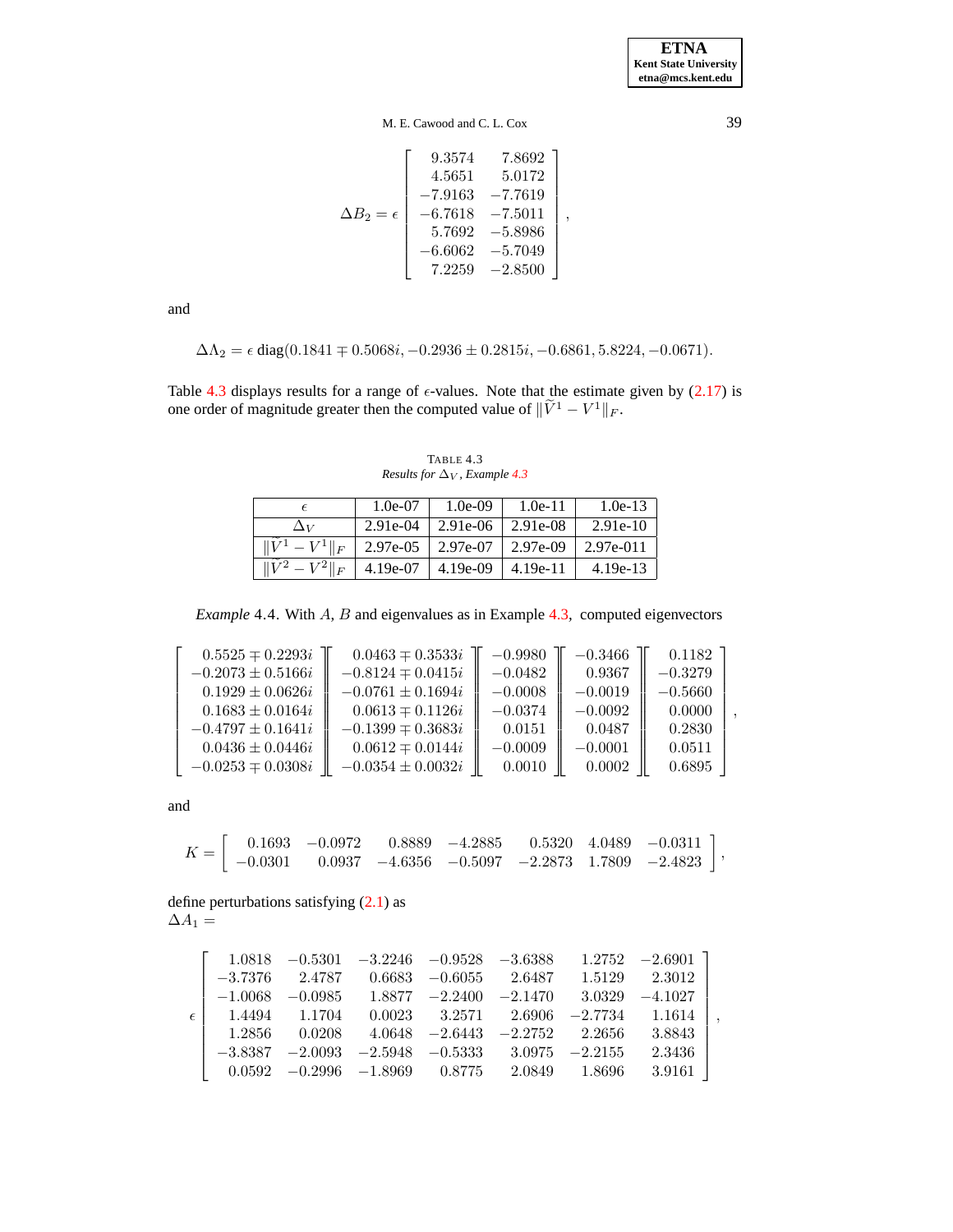$$
\Delta B_2 = \epsilon \begin{bmatrix} 9.3574 & 7.8692 \\ 4.5651 & 5.0172 \\ -7.9163 & -7.7619 \\ -6.7618 & -7.5011 \\ 5.7692 & -5.8986 \\ -6.6062 & -5.7049 \\ 7.2259 & -2.8500 \end{bmatrix},
$$

and

$$
\Delta \Lambda_2 = \epsilon \ \mathrm{diag}(0.1841 \mp 0.5068i, -0.2936 \pm 0.2815i, -0.6861, 5.8224, -0.0671).
$$

Table 4.3 displays results for a range of $\epsilon$-values. Note that the estimate given by (2.17) is one order of magnitude greater then the computed value of $\|\widetilde{V}^1 - V^1\|_F$.

TABLE 4.3
*Results for $\Delta_V$, Example 4.3*

| $\epsilon$ | 1.0e-07 | 1.0e-09 | 1.0e-11 | 1.0e-13 |
|---|---|---|---|---|
| $\Delta_V$ | 2.91e-04 | 2.91e-06 | 2.91e-08 | 2.91e-10 |
| $\|\widetilde{V}^1 - V^1\|_F$ | 2.97e-05 | 2.97e-07 | 2.97e-09 | 2.97e-011 |
| $\|\widetilde{V}^2 - V^2\|_F$ | 4.19e-07 | 4.19e-09 | 4.19e-11 | 4.19e-13 |

*Example* 4.4. With $A$, $B$ and eigenvalues as in Example 4.3, computed eigenvectors

$$
\begin{bmatrix} 0.5525 \mp 0.2293i \\ -0.2073 \pm 0.5166i \\ 0.1929 \pm 0.0626i \\ 0.1683 \pm 0.0164i \\ -0.4797 \pm 0.1641i \\ 0.0436 \pm 0.0446i \\ -0.0253 \mp 0.0308i \end{bmatrix}
\begin{bmatrix} 0.0463 \mp 0.3533i \\ -0.8124 \mp 0.0415i \\ -0.0761 \pm 0.1694i \\ 0.0613 \mp 0.1126i \\ -0.1399 \mp 0.3683i \\ 0.0612 \mp 0.0144i \\ -0.0354 \pm 0.0032i \end{bmatrix}
\begin{bmatrix} -0.9980 \\ -0.0482 \\ -0.0008 \\ -0.0374 \\ 0.0151 \\ -0.0009 \\ 0.0010 \end{bmatrix}
\begin{bmatrix} -0.3466 \\ 0.9367 \\ -0.0019 \\ -0.0092 \\ 0.0487 \\ -0.0001 \\ 0.0002 \end{bmatrix}
\begin{bmatrix} 0.1182 \\ -0.3279 \\ -0.5660 \\ 0.0000 \\ 0.2830 \\ 0.0511 \\ 0.6895 \end{bmatrix},
$$

and

$$
K = \begin{bmatrix} 0.1693 & -0.0972 & 0.8889 & -4.2885 & 0.5320 & 4.0489 & -0.0311 \\ -0.0301 & 0.0937 & -4.6356 & -0.5097 & -2.2873 & 1.7809 & -2.4823 \end{bmatrix},
$$

define perturbations satisfying (2.1) as
$\Delta A_1 =$

$$
\epsilon \begin{bmatrix} 1.0818 & -0.5301 & -3.2246 & -0.9528 & -3.6388 & 1.2752 & -2.6901 \\ -3.7376 & 2.4787 & 0.6683 & -0.6055 & 2.6487 & 1.5129 & 2.3012 \\ -1.0068 & -0.0985 & 1.8877 & -2.2400 & -2.1470 & 3.0329 & -4.1027 \\ 1.4494 & 1.1704 & 0.0023 & 3.2571 & 2.6906 & -2.7734 & 1.1614 \\ 1.2856 & 0.0208 & 4.0648 & -2.6443 & -2.2752 & 2.2656 & 3.8843 \\ -3.8387 & -2.0093 & -2.5948 & -0.5333 & 3.0975 & -2.2155 & 2.3436 \\ 0.0592 & -0.2996 & -1.8969 & 0.8775 & 2.0849 & 1.8696 & 3.9161 \end{bmatrix},
$$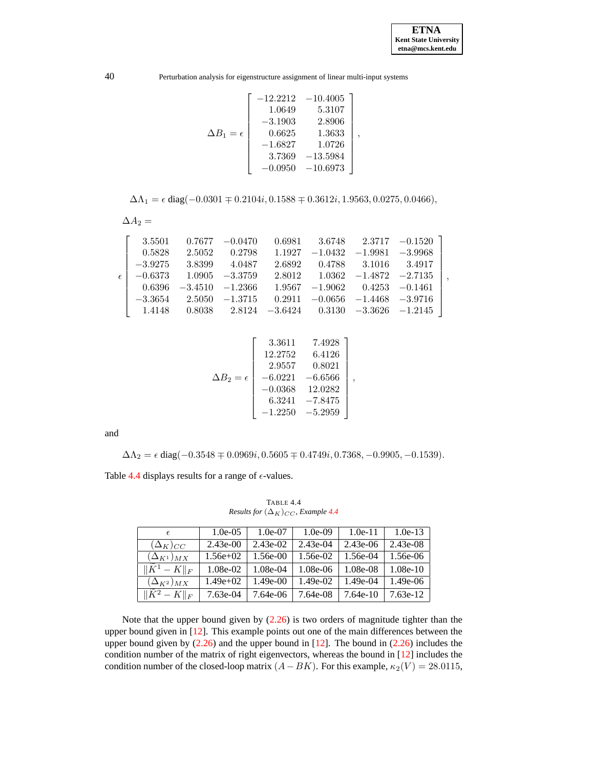$$\Delta B_1 = \epsilon \begin{bmatrix} -12.2212 & -10.4005 \\ 1.0649 & 5.3107 \\ -3.1903 & 2.8906 \\ 0.6625 & 1.3633 \\ -1.6827 & 1.0726 \\ 3.7369 & -13.5984 \\ -0.0950 & -10.6973 \end{bmatrix},$$

$$\Delta\Lambda_1 = \epsilon \ \mathrm{diag}(-0.0301 \mp 0.2104i, 0.1588 \mp 0.3612i, 1.9563, 0.0275, 0.0466),$$

$$\Delta A_2 =$$

$$\epsilon \begin{bmatrix} 3.5501 & 0.7677 & -0.0470 & 0.6981 & 3.6748 & 2.3717 & -0.1520 \\ 0.5828 & 2.5052 & 0.2798 & 1.1927 & -1.0432 & -1.9981 & -3.9968 \\ -3.9275 & 3.8399 & 4.0487 & 2.6892 & 0.4788 & 3.1016 & 3.4917 \\ -0.6373 & 1.0905 & -3.3759 & 2.8012 & 1.0362 & -1.4872 & -2.7135 \\ 0.6396 & -3.4510 & -1.2366 & 1.9567 & -1.9062 & 0.4253 & -0.1461 \\ -3.3654 & 2.5050 & -1.3715 & 0.2911 & -0.0656 & -1.4468 & -3.9716 \\ 1.4148 & 0.8038 & 2.8124 & -3.6424 & 0.3130 & -3.3626 & -1.2145 \end{bmatrix},$$

$$\Delta B_2 = \epsilon \begin{bmatrix} 3.3611 & 7.4928 \\ 12.2752 & 6.4126 \\ 2.9557 & 0.8021 \\ -6.0221 & -6.6566 \\ -0.0368 & 12.0282 \\ 6.3241 & -7.8475 \\ -1.2250 & -5.2959 \end{bmatrix},$$

and

$$\Delta\Lambda_2 = \epsilon \ \mathrm{diag}(-0.3548 \mp 0.0969i, 0.5605 \mp 0.4749i, 0.7368, -0.9905, -0.1539).$$

Table 4.4 displays results for a range of $\epsilon$-values.

TABLE 4.4
*Results for $(\Delta_K)_{CC}$, Example 4.4*

| $\epsilon$ | 1.0e-05 | 1.0e-07 | 1.0e-09 | 1.0e-11 | 1.0e-13 |
|---|---|---|---|---|---|
| $(\Delta_K)_{CC}$ | 2.43e-00 | 2.43e-02 | 2.43e-04 | 2.43e-06 | 2.43e-08 |
| $(\Delta_{K^1})_{MX}$ | 1.56e+02 | 1.56e-00 | 1.56e-02 | 1.56e-04 | 1.56e-06 |
| $\Vert\tilde{K}^1 - K\Vert_F$ | 1.08e-02 | 1.08e-04 | 1.08e-06 | 1.08e-08 | 1.08e-10 |
| $(\Delta_{K^2})_{MX}$ | 1.49e+02 | 1.49e-00 | 1.49e-02 | 1.49e-04 | 1.49e-06 |
| $\Vert\tilde{K}^2 - K\Vert_F$ | 7.63e-04 | 7.64e-06 | 7.64e-08 | 7.64e-10 | 7.63e-12 |

Note that the upper bound given by (2.26) is two orders of magnitude tighter than the upper bound given in [12]. This example points out one of the main differences between the upper bound given by (2.26) and the upper bound in [12]. The bound in (2.26) includes the condition number of the matrix of right eigenvectors, whereas the bound in [12] includes the condition number of the closed-loop matrix $(A - BK)$. For this example, $\kappa_2(V) = 28.0115$,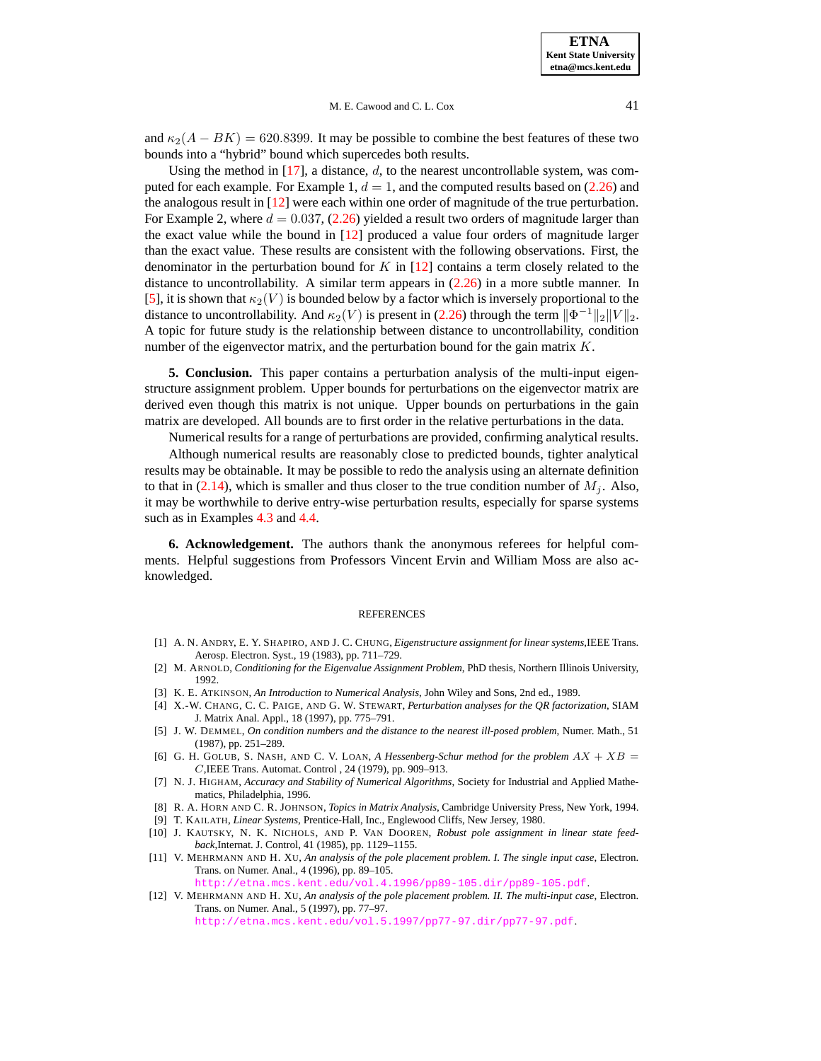and $\kappa_2(A - BK) = 620.8399$. It may be possible to combine the best features of these two bounds into a "hybrid" bound which supercedes both results.

Using the method in [17], a distance, $d$, to the nearest uncontrollable system, was computed for each example. For Example 1, $d = 1$, and the computed results based on (2.26) and the analogous result in [12] were each within one order of magnitude of the true perturbation. For Example 2, where $d = 0.037$, (2.26) yielded a result two orders of magnitude larger than the exact value while the bound in [12] produced a value four orders of magnitude larger than the exact value. These results are consistent with the following observations. First, the denominator in the perturbation bound for $K$ in [12] contains a term closely related to the distance to uncontrollability. A similar term appears in (2.26) in a more subtle manner. In [5], it is shown that $\kappa_2(V)$ is bounded below by a factor which is inversely proportional to the distance to uncontrollability. And $\kappa_2(V)$ is present in (2.26) through the term $\|\Phi^{-1}\|_2\|V\|_2$. A topic for future study is the relationship between distance to uncontrollability, condition number of the eigenvector matrix, and the perturbation bound for the gain matrix $K$.

**5. Conclusion.** This paper contains a perturbation analysis of the multi-input eigenstructure assignment problem. Upper bounds for perturbations on the eigenvector matrix are derived even though this matrix is not unique. Upper bounds on perturbations in the gain matrix are developed. All bounds are to first order in the relative perturbations in the data.

Numerical results for a range of perturbations are provided, confirming analytical results.

Although numerical results are reasonably close to predicted bounds, tighter analytical results may be obtainable. It may be possible to redo the analysis using an alternate definition to that in (2.14), which is smaller and thus closer to the true condition number of $M_j$. Also, it may be worthwhile to derive entry-wise perturbation results, especially for sparse systems such as in Examples 4.3 and 4.4.

**6. Acknowledgement.** The authors thank the anonymous referees for helpful comments. Helpful suggestions from Professors Vincent Ervin and William Moss are also acknowledged.

## REFERENCES

[1] A. N. Andry, E. Y. Shapiro, and J. C. Chung, *Eigenstructure assignment for linear systems*, IEEE Trans. Aerosp. Electron. Syst., 19 (1983), pp. 711–729.

[2] M. Arnold, *Conditioning for the Eigenvalue Assignment Problem*, PhD thesis, Northern Illinois University, 1992.

[3] K. E. Atkinson, *An Introduction to Numerical Analysis*, John Wiley and Sons, 2nd ed., 1989.

[4] X.-W. Chang, C. C. Paige, and G. W. Stewart, *Perturbation analyses for the QR factorization*, SIAM J. Matrix Anal. Appl., 18 (1997), pp. 775–791.

[5] J. W. Demmel, *On condition numbers and the distance to the nearest ill-posed problem*, Numer. Math., 51 (1987), pp. 251–289.

[6] G. H. Golub, S. Nash, and C. V. Loan, *A Hessenberg-Schur method for the problem $AX + XB = C$*, IEEE Trans. Automat. Control , 24 (1979), pp. 909–913.

[7] N. J. Higham, *Accuracy and Stability of Numerical Algorithms*, Society for Industrial and Applied Mathematics, Philadelphia, 1996.

[8] R. A. Horn and C. R. Johnson, *Topics in Matrix Analysis*, Cambridge University Press, New York, 1994.

[9] T. Kailath, *Linear Systems*, Prentice-Hall, Inc., Englewood Cliffs, New Jersey, 1980.

[10] J. Kautsky, N. K. Nichols, and P. Van Dooren, *Robust pole assignment in linear state feedback*, Internat. J. Control, 41 (1985), pp. 1129–1155.

[11] V. Mehrmann and H. Xu, *An analysis of the pole placement problem. I. The single input case*, Electron. Trans. on Numer. Anal., 4 (1996), pp. 89–105. http://etna.mcs.kent.edu/vol.4.1996/pp89-105.dir/pp89-105.pdf.

[12] V. Mehrmann and H. Xu, *An analysis of the pole placement problem. II. The multi-input case*, Electron. Trans. on Numer. Anal., 5 (1997), pp. 77–97. http://etna.mcs.kent.edu/vol.5.1997/pp77-97.dir/pp77-97.pdf.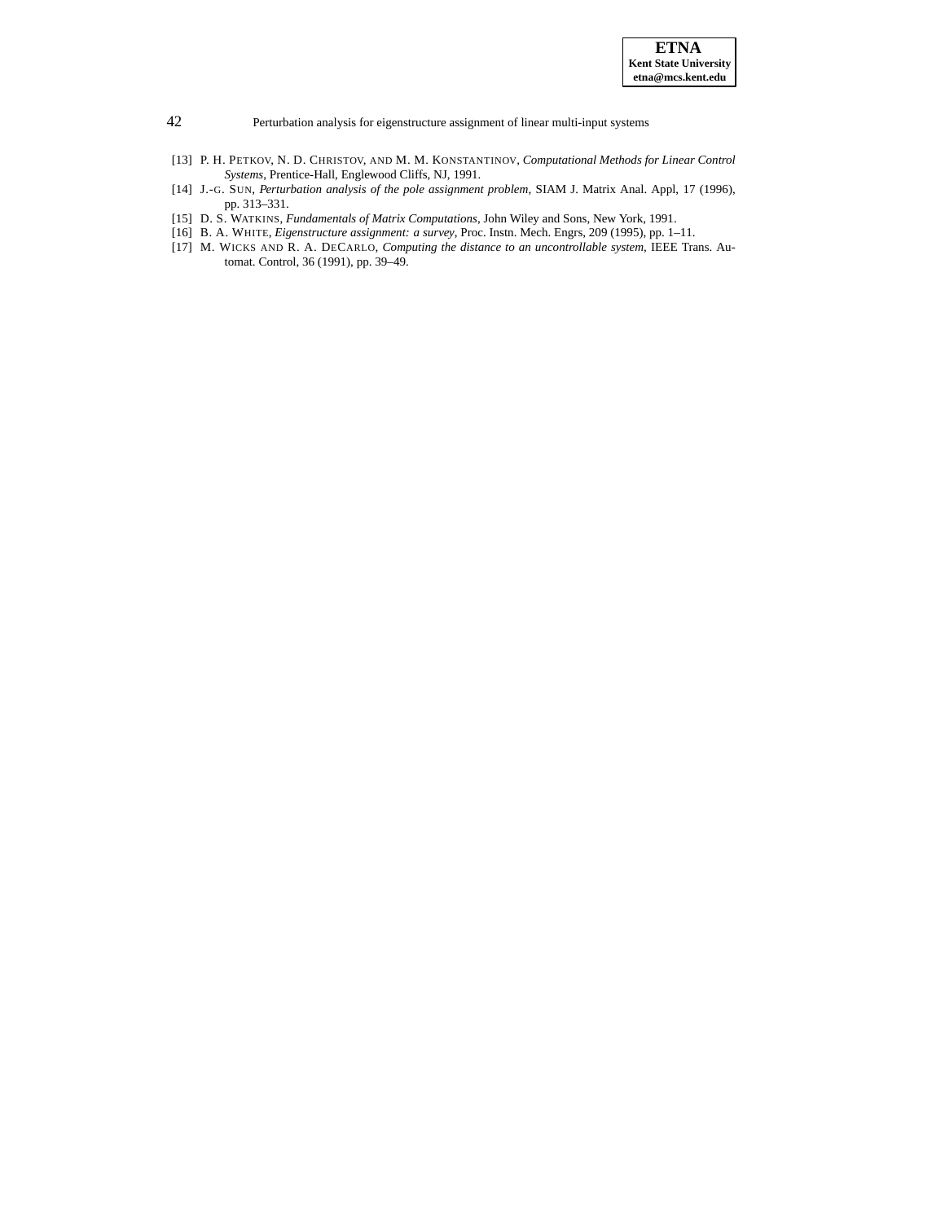[13] P. H. Petkov, N. D. Christov, and M. M. Konstantinov, *Computational Methods for Linear Control Systems*, Prentice-Hall, Englewood Cliffs, NJ, 1991.

[14] J.-G. Sun, *Perturbation analysis of the pole assignment problem*, SIAM J. Matrix Anal. Appl, 17 (1996), pp. 313–331.

[15] D. S. Watkins, *Fundamentals of Matrix Computations*, John Wiley and Sons, New York, 1991.

[16] B. A. White, *Eigenstructure assignment: a survey*, Proc. Instn. Mech. Engrs, 209 (1995), pp. 1–11.

[17] M. Wicks and R. A. DeCarlo, *Computing the distance to an uncontrollable system*, IEEE Trans. Automat. Control, 36 (1991), pp. 39–49.